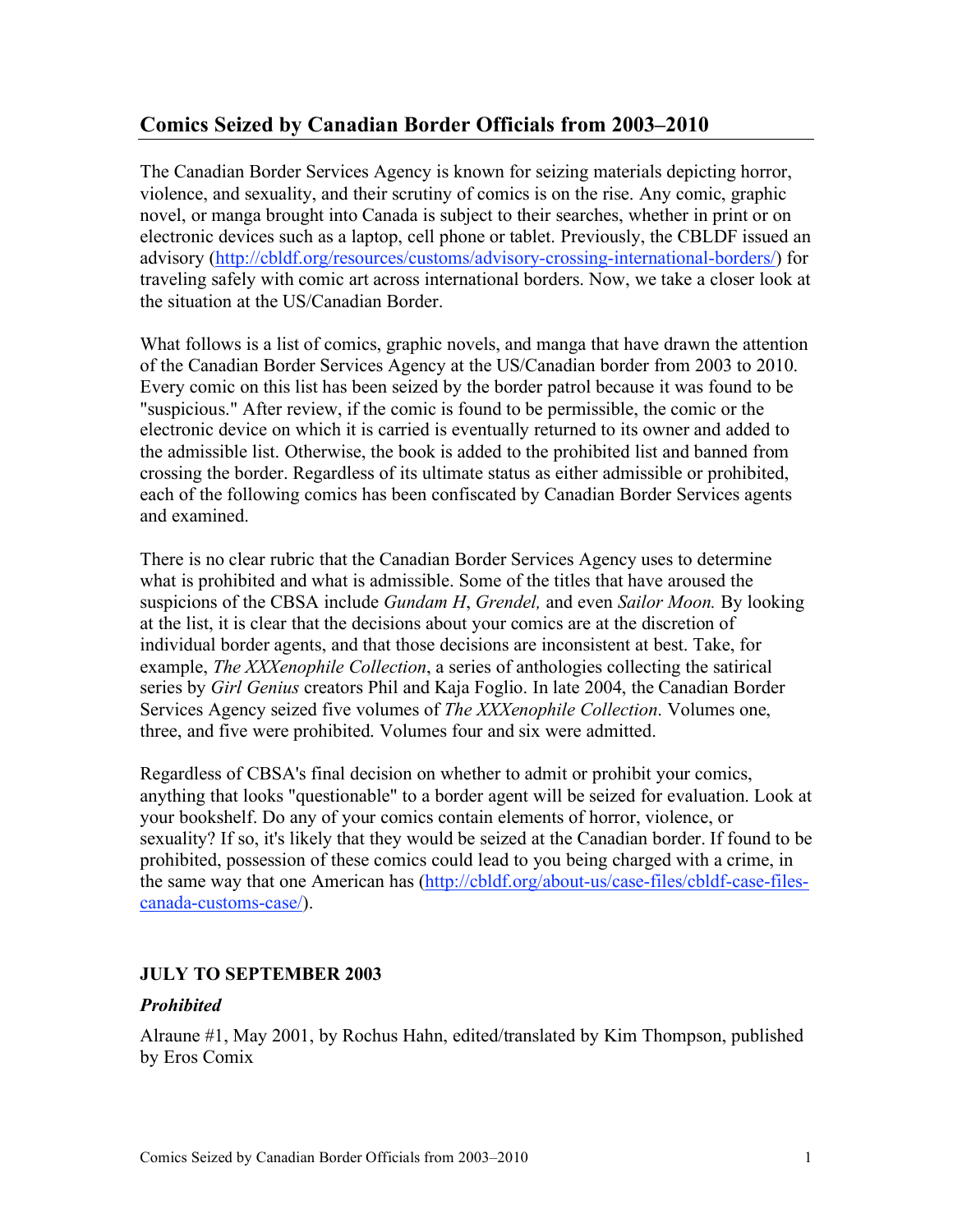## Comics Seized by Canadian Border Officials from 2003–2010

The Canadian Border Services Agency is known for seizing materials depicting horror, violence, and sexuality, and their scrutiny of comics is on the rise. Any comic, graphic novel, or manga brought into Canada is subject to their searches, whether in print or on electronic devices such as a laptop, cell phone or tablet. Previously, the CBLDF issued an advisory ([http://cbldf.org/resources/customs/advisory-crossing-international-borders/](http://cbldf.org/resources/customs/advisory-crossing-international-borders/)) for traveling safely with comic art across international borders. Now, we take a closer look at the situation at the US/Canadian Border.

What follows is a list of comics, graphic novels, and manga that have drawn the attention of the Canadian Border Services Agency at the US/Canadian border from 2003 to 2010. Every comic on this list has been seized by the border patrol because it was found to be "suspicious." After review, if the comic is found to be permissible, the comic or the electronic device on which it is carried is eventually returned to its owner and added to the admissible list. Otherwise, the book is added to the prohibited list and banned from crossing the border. Regardless of its ultimate status as either admissible or prohibited, each of the following comics has been confiscated by Canadian Border Services agents and examined.

There is no clear rubric that the Canadian Border Services Agency uses to determine what is prohibited and what is admissible. Some of the titles that have aroused the suspicions of the CBSA include *Gundam H*, *Grendel,* and even *Sailor Moon.* By looking at the list, it is clear that the decisions about your comics are at the discretion of individual border agents, and that those decisions are inconsistent at best. Take, for example, *The XXXenophile Collection*, a series of anthologies collecting the satirical series by *Girl Genius* creators Phil and Kaja Foglio. In late 2004, the Canadian Border Services Agency seized five volumes of *The XXXenophile Collection*. Volumes one, three, and five were prohibited. Volumes four and six were admitted.

Regardless of CBSA's final decision on whether to admit or prohibit your comics, anything that looks "questionable" to a border agent will be seized for evaluation. Look at your bookshelf. Do any of your comics contain elements of horror, violence, or sexuality? If so, it's likely that they would be seized at the Canadian border. If found to be prohibited, possession of these comics could lead to you being charged with a crime, in the same way that one American has ([http://cbldf.org/about-us/case-files/cbldf-case-files-canada-customs-case/](http://cbldf.org/about-us/case-files/cbldf-case-files-canada-customs-case/)).

### JULY TO SEPTEMBER 2003

#### *Prohibited*

Alraune #1, May 2001, by Rochus Hahn, edited/translated by Kim Thompson, published by Eros Comix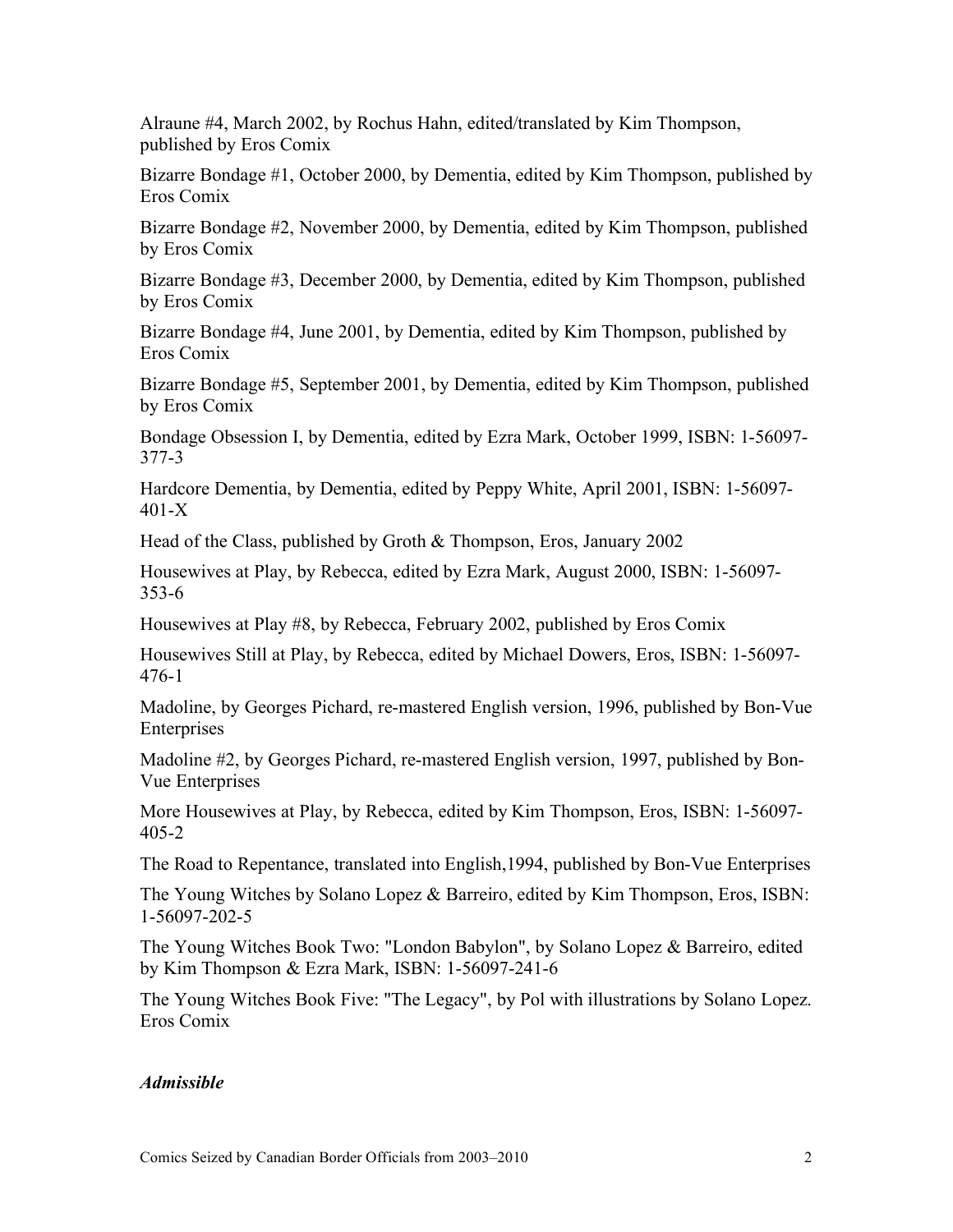Alraune #4, March 2002, by Rochus Hahn, edited/translated by Kim Thompson, published by Eros Comix

Bizarre Bondage #1, October 2000, by Dementia, edited by Kim Thompson, published by Eros Comix

Bizarre Bondage #2, November 2000, by Dementia, edited by Kim Thompson, published by Eros Comix

Bizarre Bondage #3, December 2000, by Dementia, edited by Kim Thompson, published by Eros Comix

Bizarre Bondage #4, June 2001, by Dementia, edited by Kim Thompson, published by Eros Comix

Bizarre Bondage #5, September 2001, by Dementia, edited by Kim Thompson, published by Eros Comix

Bondage Obsession I, by Dementia, edited by Ezra Mark, October 1999, ISBN: 1-56097-377-3

Hardcore Dementia, by Dementia, edited by Peppy White, April 2001, ISBN: 1-56097-401-X

Head of the Class, published by Groth & Thompson, Eros, January 2002

Housewives at Play, by Rebecca, edited by Ezra Mark, August 2000, ISBN: 1-56097-353-6

Housewives at Play #8, by Rebecca, February 2002, published by Eros Comix

Housewives Still at Play, by Rebecca, edited by Michael Dowers, Eros, ISBN: 1-56097-476-1

Madoline, by Georges Pichard, re-mastered English version, 1996, published by Bon-Vue Enterprises

Madoline #2, by Georges Pichard, re-mastered English version, 1997, published by Bon-Vue Enterprises

More Housewives at Play, by Rebecca, edited by Kim Thompson, Eros, ISBN: 1-56097-405-2

The Road to Repentance, translated into English,1994, published by Bon-Vue Enterprises

The Young Witches by Solano Lopez & Barreiro, edited by Kim Thompson, Eros, ISBN: 1-56097-202-5

The Young Witches Book Two: "London Babylon", by Solano Lopez & Barreiro, edited by Kim Thompson & Ezra Mark, ISBN: 1-56097-241-6

The Young Witches Book Five: "The Legacy", by Pol with illustrations by Solano Lopez. Eros Comix

***Admissible***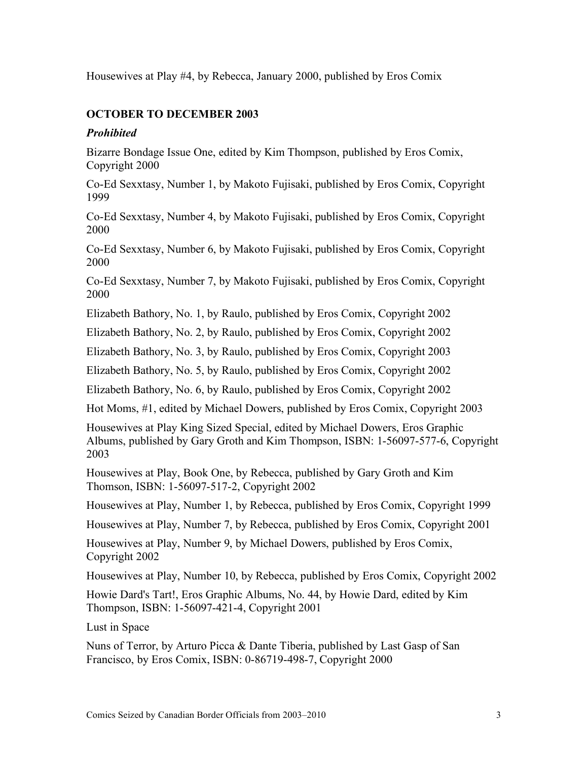Housewives at Play #4, by Rebecca, January 2000, published by Eros Comix

### OCTOBER TO DECEMBER 2003

#### *Prohibited*

Bizarre Bondage Issue One, edited by Kim Thompson, published by Eros Comix, Copyright 2000

Co-Ed Sexxtasy, Number 1, by Makoto Fujisaki, published by Eros Comix, Copyright 1999

Co-Ed Sexxtasy, Number 4, by Makoto Fujisaki, published by Eros Comix, Copyright 2000

Co-Ed Sexxtasy, Number 6, by Makoto Fujisaki, published by Eros Comix, Copyright 2000

Co-Ed Sexxtasy, Number 7, by Makoto Fujisaki, published by Eros Comix, Copyright 2000

Elizabeth Bathory, No. 1, by Raulo, published by Eros Comix, Copyright 2002

Elizabeth Bathory, No. 2, by Raulo, published by Eros Comix, Copyright 2002

Elizabeth Bathory, No. 3, by Raulo, published by Eros Comix, Copyright 2003

Elizabeth Bathory, No. 5, by Raulo, published by Eros Comix, Copyright 2002

Elizabeth Bathory, No. 6, by Raulo, published by Eros Comix, Copyright 2002

Hot Moms, #1, edited by Michael Dowers, published by Eros Comix, Copyright 2003

Housewives at Play King Sized Special, edited by Michael Dowers, Eros Graphic Albums, published by Gary Groth and Kim Thompson, ISBN: 1-56097-577-6, Copyright 2003

Housewives at Play, Book One, by Rebecca, published by Gary Groth and Kim Thomson, ISBN: 1-56097-517-2, Copyright 2002

Housewives at Play, Number 1, by Rebecca, published by Eros Comix, Copyright 1999

Housewives at Play, Number 7, by Rebecca, published by Eros Comix, Copyright 2001

Housewives at Play, Number 9, by Michael Dowers, published by Eros Comix, Copyright 2002

Housewives at Play, Number 10, by Rebecca, published by Eros Comix, Copyright 2002

Howie Dard's Tart!, Eros Graphic Albums, No. 44, by Howie Dard, edited by Kim Thompson, ISBN: 1-56097-421-4, Copyright 2001

Lust in Space

Nuns of Terror, by Arturo Picca & Dante Tiberia, published by Last Gasp of San Francisco, by Eros Comix, ISBN: 0-86719-498-7, Copyright 2000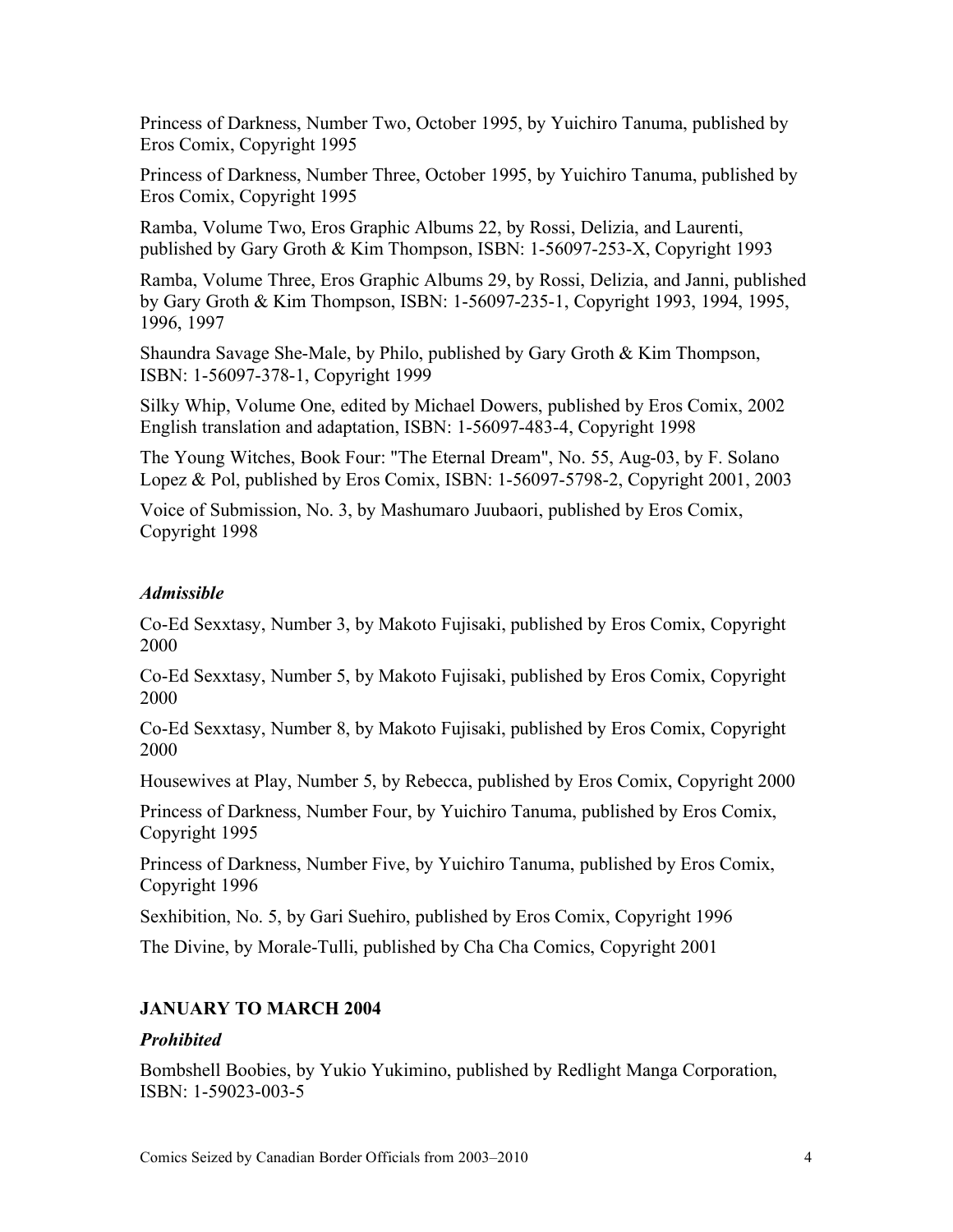Princess of Darkness, Number Two, October 1995, by Yuichiro Tanuma, published by Eros Comix, Copyright 1995

Princess of Darkness, Number Three, October 1995, by Yuichiro Tanuma, published by Eros Comix, Copyright 1995

Ramba, Volume Two, Eros Graphic Albums 22, by Rossi, Delizia, and Laurenti, published by Gary Groth & Kim Thompson, ISBN: 1-56097-253-X, Copyright 1993

Ramba, Volume Three, Eros Graphic Albums 29, by Rossi, Delizia, and Janni, published by Gary Groth & Kim Thompson, ISBN: 1-56097-235-1, Copyright 1993, 1994, 1995, 1996, 1997

Shaundra Savage She-Male, by Philo, published by Gary Groth & Kim Thompson, ISBN: 1-56097-378-1, Copyright 1999

Silky Whip, Volume One, edited by Michael Dowers, published by Eros Comix, 2002 English translation and adaptation, ISBN: 1-56097-483-4, Copyright 1998

The Young Witches, Book Four: "The Eternal Dream", No. 55, Aug-03, by F. Solano Lopez & Pol, published by Eros Comix, ISBN: 1-56097-5798-2, Copyright 2001, 2003

Voice of Submission, No. 3, by Mashumaro Juubaori, published by Eros Comix, Copyright 1998

### *Admissible*

Co-Ed Sexxtasy, Number 3, by Makoto Fujisaki, published by Eros Comix, Copyright 2000

Co-Ed Sexxtasy, Number 5, by Makoto Fujisaki, published by Eros Comix, Copyright 2000

Co-Ed Sexxtasy, Number 8, by Makoto Fujisaki, published by Eros Comix, Copyright 2000

Housewives at Play, Number 5, by Rebecca, published by Eros Comix, Copyright 2000

Princess of Darkness, Number Four, by Yuichiro Tanuma, published by Eros Comix, Copyright 1995

Princess of Darkness, Number Five, by Yuichiro Tanuma, published by Eros Comix, Copyright 1996

Sexhibition, No. 5, by Gari Suehiro, published by Eros Comix, Copyright 1996

The Divine, by Morale-Tulli, published by Cha Cha Comics, Copyright 2001

## JANUARY TO MARCH 2004

### *Prohibited*

Bombshell Boobies, by Yukio Yukimino, published by Redlight Manga Corporation, ISBN: 1-59023-003-5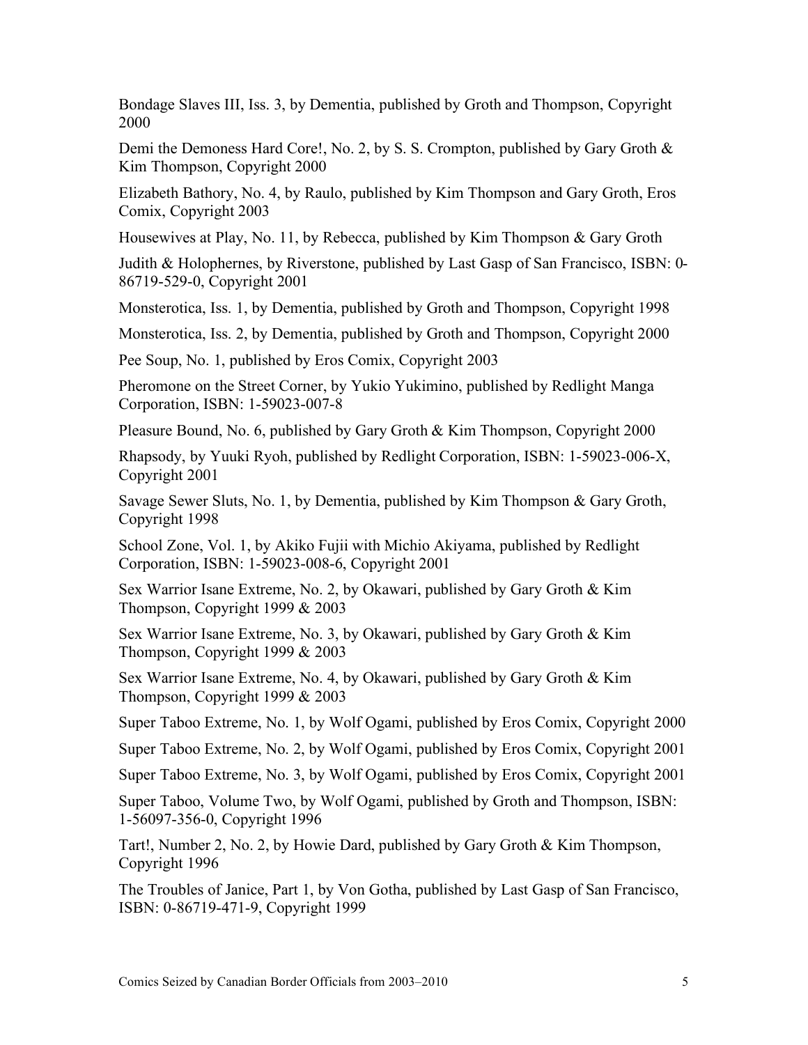Bondage Slaves III, Iss. 3, by Dementia, published by Groth and Thompson, Copyright 2000

Demi the Demoness Hard Core!, No. 2, by S. S. Crompton, published by Gary Groth & Kim Thompson, Copyright 2000

Elizabeth Bathory, No. 4, by Raulo, published by Kim Thompson and Gary Groth, Eros Comix, Copyright 2003

Housewives at Play, No. 11, by Rebecca, published by Kim Thompson & Gary Groth

Judith & Holophernes, by Riverstone, published by Last Gasp of San Francisco, ISBN: 0-86719-529-0, Copyright 2001

Monsterotica, Iss. 1, by Dementia, published by Groth and Thompson, Copyright 1998

Monsterotica, Iss. 2, by Dementia, published by Groth and Thompson, Copyright 2000

Pee Soup, No. 1, published by Eros Comix, Copyright 2003

Pheromone on the Street Corner, by Yukio Yukimino, published by Redlight Manga Corporation, ISBN: 1-59023-007-8

Pleasure Bound, No. 6, published by Gary Groth & Kim Thompson, Copyright 2000

Rhapsody, by Yuuki Ryoh, published by Redlight Corporation, ISBN: 1-59023-006-X, Copyright 2001

Savage Sewer Sluts, No. 1, by Dementia, published by Kim Thompson & Gary Groth, Copyright 1998

School Zone, Vol. 1, by Akiko Fujii with Michio Akiyama, published by Redlight Corporation, ISBN: 1-59023-008-6, Copyright 2001

Sex Warrior Isane Extreme, No. 2, by Okawari, published by Gary Groth & Kim Thompson, Copyright 1999 & 2003

Sex Warrior Isane Extreme, No. 3, by Okawari, published by Gary Groth & Kim Thompson, Copyright 1999 & 2003

Sex Warrior Isane Extreme, No. 4, by Okawari, published by Gary Groth & Kim Thompson, Copyright 1999 & 2003

Super Taboo Extreme, No. 1, by Wolf Ogami, published by Eros Comix, Copyright 2000

Super Taboo Extreme, No. 2, by Wolf Ogami, published by Eros Comix, Copyright 2001

Super Taboo Extreme, No. 3, by Wolf Ogami, published by Eros Comix, Copyright 2001

Super Taboo, Volume Two, by Wolf Ogami, published by Groth and Thompson, ISBN: 1-56097-356-0, Copyright 1996

Tart!, Number 2, No. 2, by Howie Dard, published by Gary Groth & Kim Thompson, Copyright 1996

The Troubles of Janice, Part 1, by Von Gotha, published by Last Gasp of San Francisco, ISBN: 0-86719-471-9, Copyright 1999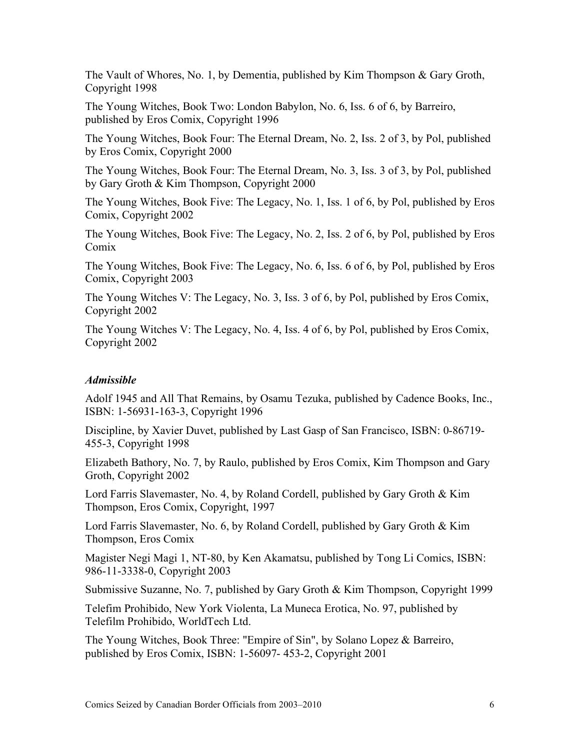The Vault of Whores, No. 1, by Dementia, published by Kim Thompson & Gary Groth, Copyright 1998

The Young Witches, Book Two: London Babylon, No. 6, Iss. 6 of 6, by Barreiro, published by Eros Comix, Copyright 1996

The Young Witches, Book Four: The Eternal Dream, No. 2, Iss. 2 of 3, by Pol, published by Eros Comix, Copyright 2000

The Young Witches, Book Four: The Eternal Dream, No. 3, Iss. 3 of 3, by Pol, published by Gary Groth & Kim Thompson, Copyright 2000

The Young Witches, Book Five: The Legacy, No. 1, Iss. 1 of 6, by Pol, published by Eros Comix, Copyright 2002

The Young Witches, Book Five: The Legacy, No. 2, Iss. 2 of 6, by Pol, published by Eros Comix

The Young Witches, Book Five: The Legacy, No. 6, Iss. 6 of 6, by Pol, published by Eros Comix, Copyright 2003

The Young Witches V: The Legacy, No. 3, Iss. 3 of 6, by Pol, published by Eros Comix, Copyright 2002

The Young Witches V: The Legacy, No. 4, Iss. 4 of 6, by Pol, published by Eros Comix, Copyright 2002

### *Admissible*

Adolf 1945 and All That Remains, by Osamu Tezuka, published by Cadence Books, Inc., ISBN: 1-56931-163-3, Copyright 1996

Discipline, by Xavier Duvet, published by Last Gasp of San Francisco, ISBN: 0-86719-455-3, Copyright 1998

Elizabeth Bathory, No. 7, by Raulo, published by Eros Comix, Kim Thompson and Gary Groth, Copyright 2002

Lord Farris Slavemaster, No. 4, by Roland Cordell, published by Gary Groth & Kim Thompson, Eros Comix, Copyright, 1997

Lord Farris Slavemaster, No. 6, by Roland Cordell, published by Gary Groth & Kim Thompson, Eros Comix

Magister Negi Magi 1, NT-80, by Ken Akamatsu, published by Tong Li Comics, ISBN: 986-11-3338-0, Copyright 2003

Submissive Suzanne, No. 7, published by Gary Groth & Kim Thompson, Copyright 1999

Telefim Prohibido, New York Violenta, La Muneca Erotica, No. 97, published by Telefilm Prohibido, WorldTech Ltd.

The Young Witches, Book Three: "Empire of Sin", by Solano Lopez & Barreiro, published by Eros Comix, ISBN: 1-56097- 453-2, Copyright 2001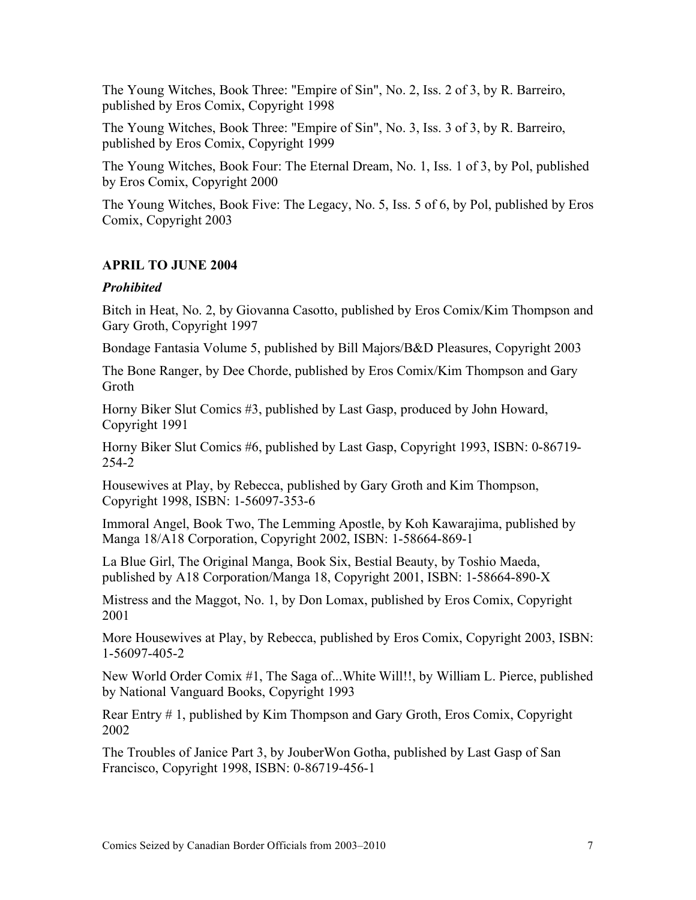The Young Witches, Book Three: "Empire of Sin", No. 2, Iss. 2 of 3, by R. Barreiro, published by Eros Comix, Copyright 1998

The Young Witches, Book Three: "Empire of Sin", No. 3, Iss. 3 of 3, by R. Barreiro, published by Eros Comix, Copyright 1999

The Young Witches, Book Four: The Eternal Dream, No. 1, Iss. 1 of 3, by Pol, published by Eros Comix, Copyright 2000

The Young Witches, Book Five: The Legacy, No. 5, Iss. 5 of 6, by Pol, published by Eros Comix, Copyright 2003

## APRIL TO JUNE 2004

### *Prohibited*

Bitch in Heat, No. 2, by Giovanna Casotto, published by Eros Comix/Kim Thompson and Gary Groth, Copyright 1997

Bondage Fantasia Volume 5, published by Bill Majors/B&D Pleasures, Copyright 2003

The Bone Ranger, by Dee Chorde, published by Eros Comix/Kim Thompson and Gary Groth

Horny Biker Slut Comics #3, published by Last Gasp, produced by John Howard, Copyright 1991

Horny Biker Slut Comics #6, published by Last Gasp, Copyright 1993, ISBN: 0-86719-254-2

Housewives at Play, by Rebecca, published by Gary Groth and Kim Thompson, Copyright 1998, ISBN: 1-56097-353-6

Immoral Angel, Book Two, The Lemming Apostle, by Koh Kawarajima, published by Manga 18/A18 Corporation, Copyright 2002, ISBN: 1-58664-869-1

La Blue Girl, The Original Manga, Book Six, Bestial Beauty, by Toshio Maeda, published by A18 Corporation/Manga 18, Copyright 2001, ISBN: 1-58664-890-X

Mistress and the Maggot, No. 1, by Don Lomax, published by Eros Comix, Copyright 2001

More Housewives at Play, by Rebecca, published by Eros Comix, Copyright 2003, ISBN: 1-56097-405-2

New World Order Comix #1, The Saga of...White Will!!, by William L. Pierce, published by National Vanguard Books, Copyright 1993

Rear Entry # 1, published by Kim Thompson and Gary Groth, Eros Comix, Copyright 2002

The Troubles of Janice Part 3, by JouberWon Gotha, published by Last Gasp of San Francisco, Copyright 1998, ISBN: 0-86719-456-1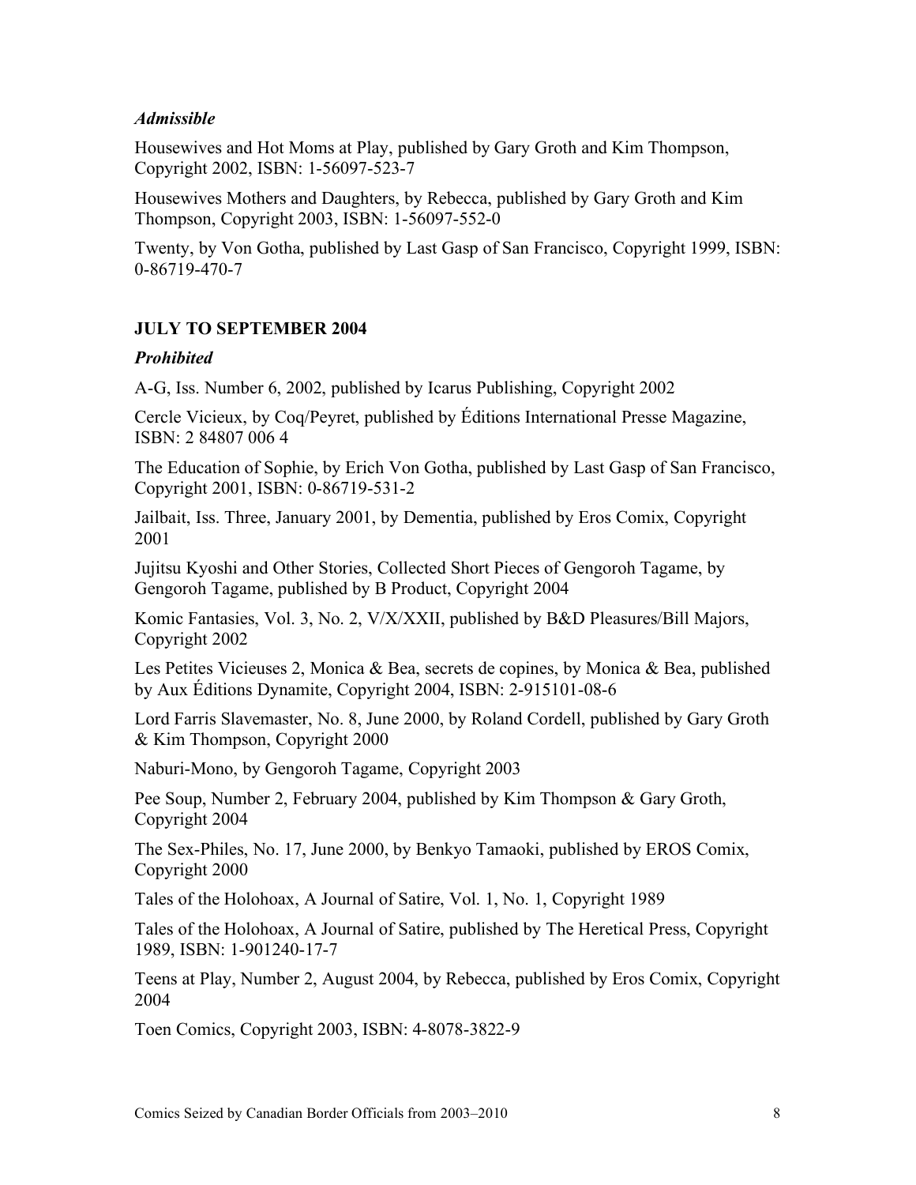### *Admissible*

Housewives and Hot Moms at Play, published by Gary Groth and Kim Thompson, Copyright 2002, ISBN: 1-56097-523-7

Housewives Mothers and Daughters, by Rebecca, published by Gary Groth and Kim Thompson, Copyright 2003, ISBN: 1-56097-552-0

Twenty, by Von Gotha, published by Last Gasp of San Francisco, Copyright 1999, ISBN: 0-86719-470-7

## JULY TO SEPTEMBER 2004

### *Prohibited*

A-G, Iss. Number 6, 2002, published by Icarus Publishing, Copyright 2002

Cercle Vicieux, by Coq/Peyret, published by Éditions International Presse Magazine, ISBN: 2 84807 006 4

The Education of Sophie, by Erich Von Gotha, published by Last Gasp of San Francisco, Copyright 2001, ISBN: 0-86719-531-2

Jailbait, Iss. Three, January 2001, by Dementia, published by Eros Comix, Copyright 2001

Jujitsu Kyoshi and Other Stories, Collected Short Pieces of Gengoroh Tagame, by Gengoroh Tagame, published by B Product, Copyright 2004

Komic Fantasies, Vol. 3, No. 2, V/X/XXII, published by B&D Pleasures/Bill Majors, Copyright 2002

Les Petites Vicieuses 2, Monica & Bea, secrets de copines, by Monica & Bea, published by Aux Éditions Dynamite, Copyright 2004, ISBN: 2-915101-08-6

Lord Farris Slavemaster, No. 8, June 2000, by Roland Cordell, published by Gary Groth & Kim Thompson, Copyright 2000

Naburi-Mono, by Gengoroh Tagame, Copyright 2003

Pee Soup, Number 2, February 2004, published by Kim Thompson & Gary Groth, Copyright 2004

The Sex-Philes, No. 17, June 2000, by Benkyo Tamaoki, published by EROS Comix, Copyright 2000

Tales of the Holohoax, A Journal of Satire, Vol. 1, No. 1, Copyright 1989

Tales of the Holohoax, A Journal of Satire, published by The Heretical Press, Copyright 1989, ISBN: 1-901240-17-7

Teens at Play, Number 2, August 2004, by Rebecca, published by Eros Comix, Copyright 2004

Toen Comics, Copyright 2003, ISBN: 4-8078-3822-9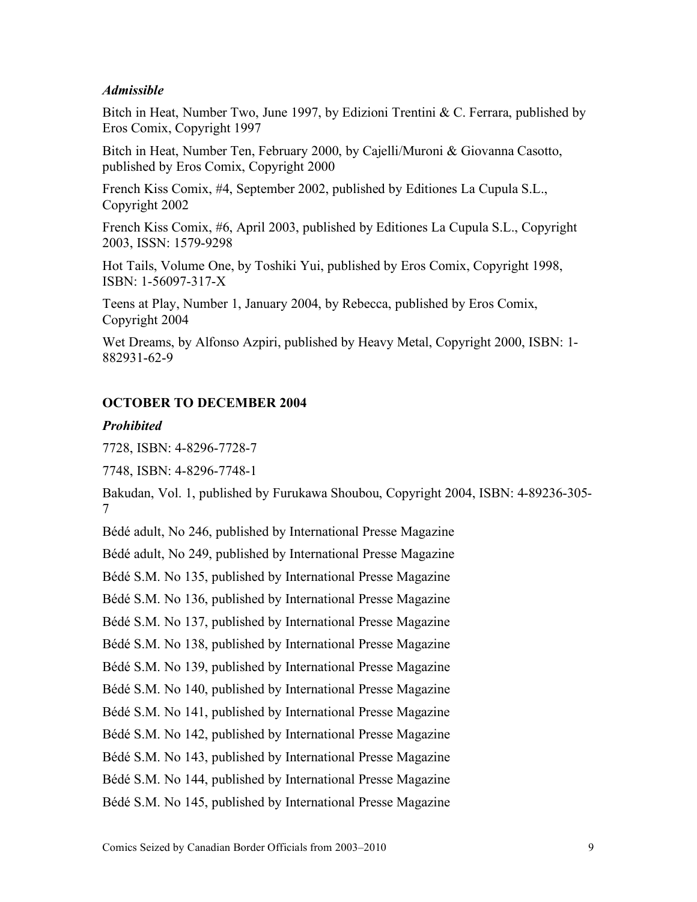*Admissible*

Bitch in Heat, Number Two, June 1997, by Edizioni Trentini & C. Ferrara, published by Eros Comix, Copyright 1997

Bitch in Heat, Number Ten, February 2000, by Cajelli/Muroni & Giovanna Casotto, published by Eros Comix, Copyright 2000

French Kiss Comix, #4, September 2002, published by Editiones La Cupula S.L., Copyright 2002

French Kiss Comix, #6, April 2003, published by Editiones La Cupula S.L., Copyright 2003, ISSN: 1579-9298

Hot Tails, Volume One, by Toshiki Yui, published by Eros Comix, Copyright 1998, ISBN: 1-56097-317-X

Teens at Play, Number 1, January 2004, by Rebecca, published by Eros Comix, Copyright 2004

Wet Dreams, by Alfonso Azpiri, published by Heavy Metal, Copyright 2000, ISBN: 1-882931-62-9

## OCTOBER TO DECEMBER 2004

*Prohibited*

7728, ISBN: 4-8296-7728-7

7748, ISBN: 4-8296-7748-1

Bakudan, Vol. 1, published by Furukawa Shoubou, Copyright 2004, ISBN: 4-89236-305-7

Bédé adult, No 246, published by International Presse Magazine

Bédé adult, No 249, published by International Presse Magazine

Bédé S.M. No 135, published by International Presse Magazine

Bédé S.M. No 136, published by International Presse Magazine

Bédé S.M. No 137, published by International Presse Magazine

Bédé S.M. No 138, published by International Presse Magazine

Bédé S.M. No 139, published by International Presse Magazine

Bédé S.M. No 140, published by International Presse Magazine

Bédé S.M. No 141, published by International Presse Magazine

Bédé S.M. No 142, published by International Presse Magazine

Bédé S.M. No 143, published by International Presse Magazine

Bédé S.M. No 144, published by International Presse Magazine

Bédé S.M. No 145, published by International Presse Magazine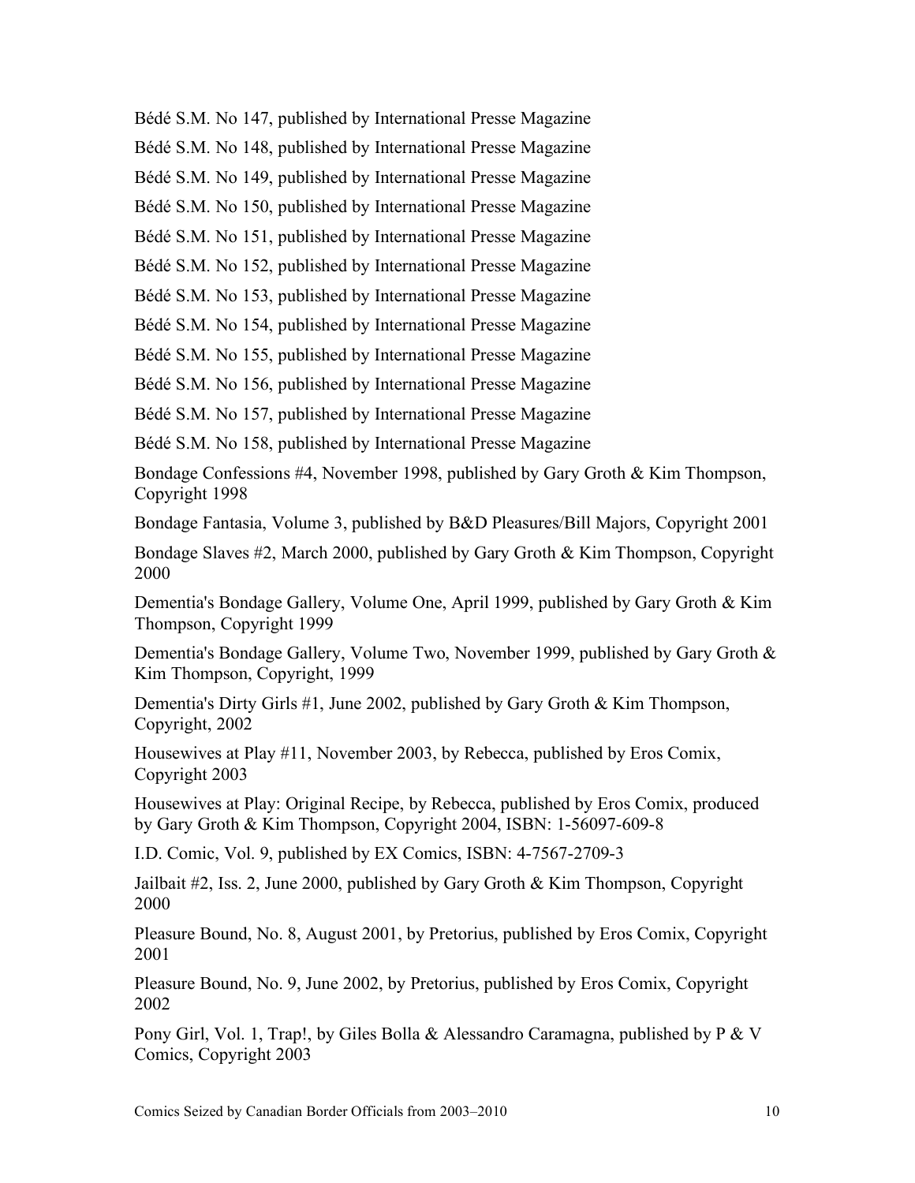Bédé S.M. No 147, published by International Presse Magazine

Bédé S.M. No 148, published by International Presse Magazine

Bédé S.M. No 149, published by International Presse Magazine

Bédé S.M. No 150, published by International Presse Magazine

Bédé S.M. No 151, published by International Presse Magazine

Bédé S.M. No 152, published by International Presse Magazine

Bédé S.M. No 153, published by International Presse Magazine

Bédé S.M. No 154, published by International Presse Magazine

Bédé S.M. No 155, published by International Presse Magazine

Bédé S.M. No 156, published by International Presse Magazine

Bédé S.M. No 157, published by International Presse Magazine

Bédé S.M. No 158, published by International Presse Magazine

Bondage Confessions #4, November 1998, published by Gary Groth & Kim Thompson, Copyright 1998

Bondage Fantasia, Volume 3, published by B&D Pleasures/Bill Majors, Copyright 2001

Bondage Slaves #2, March 2000, published by Gary Groth & Kim Thompson, Copyright 2000

Dementia's Bondage Gallery, Volume One, April 1999, published by Gary Groth & Kim Thompson, Copyright 1999

Dementia's Bondage Gallery, Volume Two, November 1999, published by Gary Groth & Kim Thompson, Copyright, 1999

Dementia's Dirty Girls #1, June 2002, published by Gary Groth & Kim Thompson, Copyright, 2002

Housewives at Play #11, November 2003, by Rebecca, published by Eros Comix, Copyright 2003

Housewives at Play: Original Recipe, by Rebecca, published by Eros Comix, produced by Gary Groth & Kim Thompson, Copyright 2004, ISBN: 1-56097-609-8

I.D. Comic, Vol. 9, published by EX Comics, ISBN: 4-7567-2709-3

Jailbait #2, Iss. 2, June 2000, published by Gary Groth & Kim Thompson, Copyright 2000

Pleasure Bound, No. 8, August 2001, by Pretorius, published by Eros Comix, Copyright 2001

Pleasure Bound, No. 9, June 2002, by Pretorius, published by Eros Comix, Copyright 2002

Pony Girl, Vol. 1, Trap!, by Giles Bolla & Alessandro Caramagna, published by P & V Comics, Copyright 2003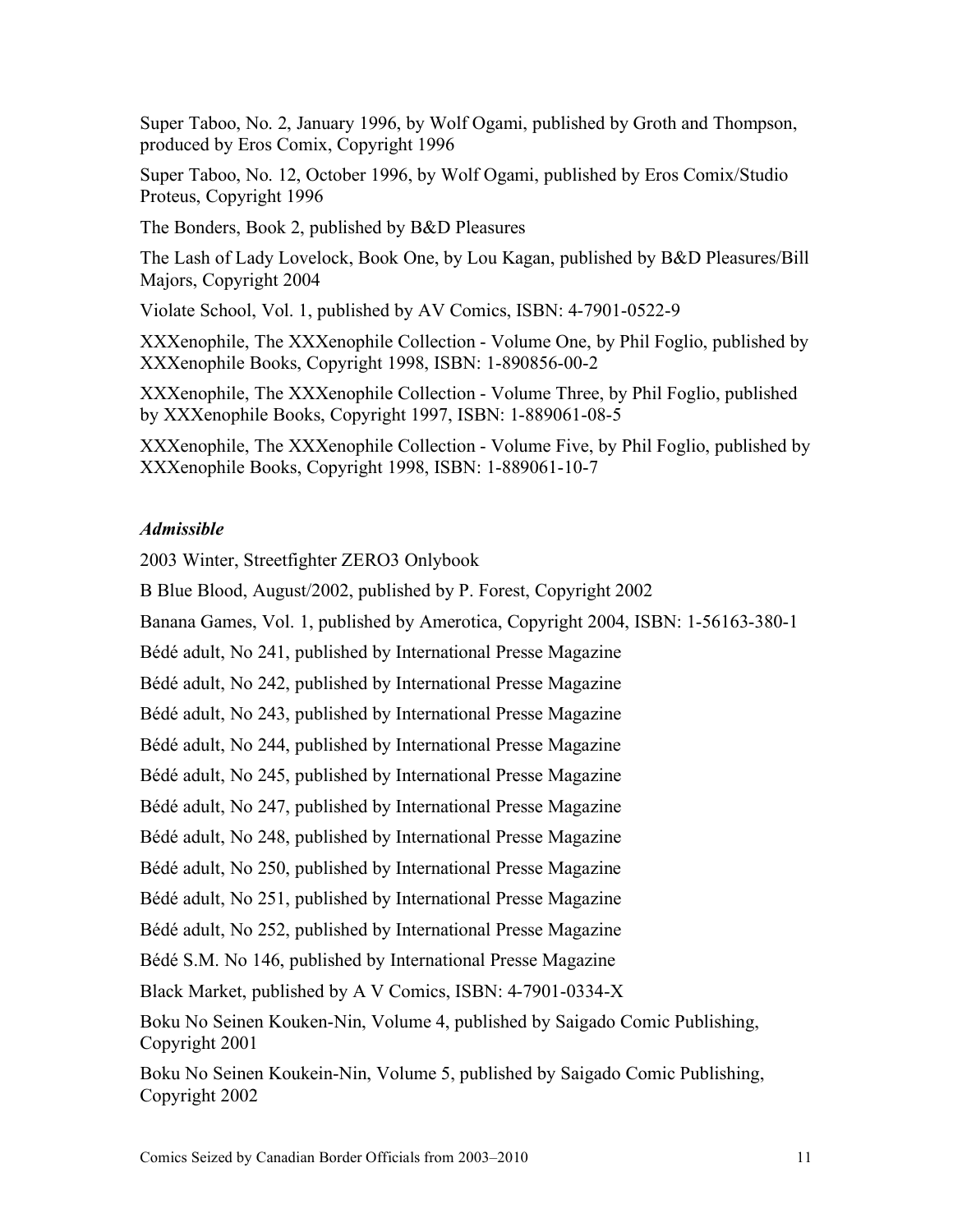Super Taboo, No. 2, January 1996, by Wolf Ogami, published by Groth and Thompson, produced by Eros Comix, Copyright 1996

Super Taboo, No. 12, October 1996, by Wolf Ogami, published by Eros Comix/Studio Proteus, Copyright 1996

The Bonders, Book 2, published by B&D Pleasures

The Lash of Lady Lovelock, Book One, by Lou Kagan, published by B&D Pleasures/Bill Majors, Copyright 2004

Violate School, Vol. 1, published by AV Comics, ISBN: 4-7901-0522-9

XXXenophile, The XXXenophile Collection - Volume One, by Phil Foglio, published by XXXenophile Books, Copyright 1998, ISBN: 1-890856-00-2

XXXenophile, The XXXenophile Collection - Volume Three, by Phil Foglio, published by XXXenophile Books, Copyright 1997, ISBN: 1-889061-08-5

XXXenophile, The XXXenophile Collection - Volume Five, by Phil Foglio, published by XXXenophile Books, Copyright 1998, ISBN: 1-889061-10-7

### *Admissible*

2003 Winter, Streetfighter ZERO3 Onlybook

B Blue Blood, August/2002, published by P. Forest, Copyright 2002

Banana Games, Vol. 1, published by Amerotica, Copyright 2004, ISBN: 1-56163-380-1

Bédé adult, No 241, published by International Presse Magazine

Bédé adult, No 242, published by International Presse Magazine

Bédé adult, No 243, published by International Presse Magazine

Bédé adult, No 244, published by International Presse Magazine

Bédé adult, No 245, published by International Presse Magazine

Bédé adult, No 247, published by International Presse Magazine

Bédé adult, No 248, published by International Presse Magazine

Bédé adult, No 250, published by International Presse Magazine

Bédé adult, No 251, published by International Presse Magazine

Bédé adult, No 252, published by International Presse Magazine

Bédé S.M. No 146, published by International Presse Magazine

Black Market, published by A V Comics, ISBN: 4-7901-0334-X

Boku No Seinen Kouken-Nin, Volume 4, published by Saigado Comic Publishing, Copyright 2001

Boku No Seinen Koukein-Nin, Volume 5, published by Saigado Comic Publishing, Copyright 2002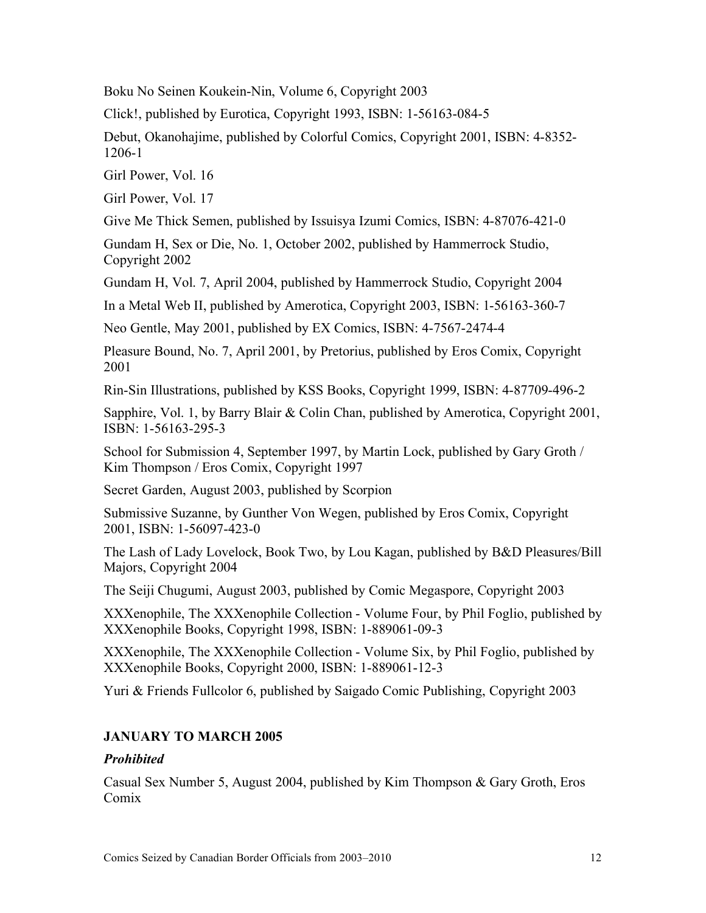Boku No Seinen Koukein-Nin, Volume 6, Copyright 2003

Click!, published by Eurotica, Copyright 1993, ISBN: 1-56163-084-5

Debut, Okanohajime, published by Colorful Comics, Copyright 2001, ISBN: 4-8352-1206-1

Girl Power, Vol. 16

Girl Power, Vol. 17

Give Me Thick Semen, published by Issuisya Izumi Comics, ISBN: 4-87076-421-0

Gundam H, Sex or Die, No. 1, October 2002, published by Hammerrock Studio, Copyright 2002

Gundam H, Vol. 7, April 2004, published by Hammerrock Studio, Copyright 2004

In a Metal Web II, published by Amerotica, Copyright 2003, ISBN: 1-56163-360-7

Neo Gentle, May 2001, published by EX Comics, ISBN: 4-7567-2474-4

Pleasure Bound, No. 7, April 2001, by Pretorius, published by Eros Comix, Copyright 2001

Rin-Sin Illustrations, published by KSS Books, Copyright 1999, ISBN: 4-87709-496-2

Sapphire, Vol. 1, by Barry Blair & Colin Chan, published by Amerotica, Copyright 2001, ISBN: 1-56163-295-3

School for Submission 4, September 1997, by Martin Lock, published by Gary Groth / Kim Thompson / Eros Comix, Copyright 1997

Secret Garden, August 2003, published by Scorpion

Submissive Suzanne, by Gunther Von Wegen, published by Eros Comix, Copyright 2001, ISBN: 1-56097-423-0

The Lash of Lady Lovelock, Book Two, by Lou Kagan, published by B&D Pleasures/Bill Majors, Copyright 2004

The Seiji Chugumi, August 2003, published by Comic Megaspore, Copyright 2003

XXXenophile, The XXXenophile Collection - Volume Four, by Phil Foglio, published by XXXenophile Books, Copyright 1998, ISBN: 1-889061-09-3

XXXenophile, The XXXenophile Collection - Volume Six, by Phil Foglio, published by XXXenophile Books, Copyright 2000, ISBN: 1-889061-12-3

Yuri & Friends Fullcolor 6, published by Saigado Comic Publishing, Copyright 2003

## JANUARY TO MARCH 2005

### *Prohibited*

Casual Sex Number 5, August 2004, published by Kim Thompson & Gary Groth, Eros Comix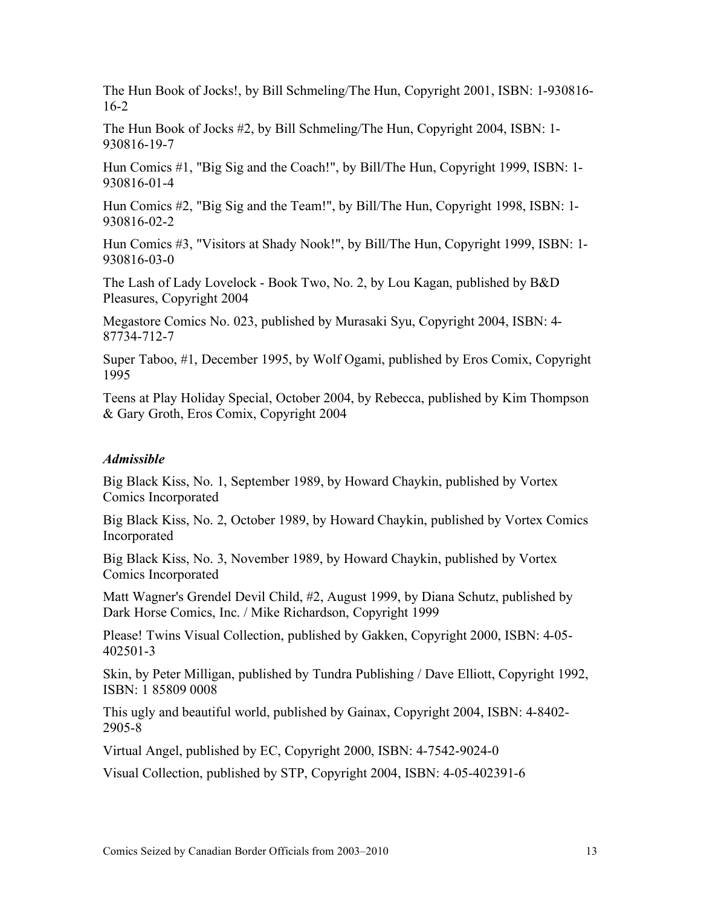The Hun Book of Jocks!, by Bill Schmeling/The Hun, Copyright 2001, ISBN: 1-930816-16-2

The Hun Book of Jocks #2, by Bill Schmeling/The Hun, Copyright 2004, ISBN: 1-930816-19-7

Hun Comics #1, "Big Sig and the Coach!", by Bill/The Hun, Copyright 1999, ISBN: 1-930816-01-4

Hun Comics #2, "Big Sig and the Team!", by Bill/The Hun, Copyright 1998, ISBN: 1-930816-02-2

Hun Comics #3, "Visitors at Shady Nook!", by Bill/The Hun, Copyright 1999, ISBN: 1-930816-03-0

The Lash of Lady Lovelock - Book Two, No. 2, by Lou Kagan, published by B&D Pleasures, Copyright 2004

Megastore Comics No. 023, published by Murasaki Syu, Copyright 2004, ISBN: 4-87734-712-7

Super Taboo, #1, December 1995, by Wolf Ogami, published by Eros Comix, Copyright 1995

Teens at Play Holiday Special, October 2004, by Rebecca, published by Kim Thompson & Gary Groth, Eros Comix, Copyright 2004

### *Admissible*

Big Black Kiss, No. 1, September 1989, by Howard Chaykin, published by Vortex Comics Incorporated

Big Black Kiss, No. 2, October 1989, by Howard Chaykin, published by Vortex Comics Incorporated

Big Black Kiss, No. 3, November 1989, by Howard Chaykin, published by Vortex Comics Incorporated

Matt Wagner's Grendel Devil Child, #2, August 1999, by Diana Schutz, published by Dark Horse Comics, Inc. / Mike Richardson, Copyright 1999

Please! Twins Visual Collection, published by Gakken, Copyright 2000, ISBN: 4-05-402501-3

Skin, by Peter Milligan, published by Tundra Publishing / Dave Elliott, Copyright 1992, ISBN: 1 85809 0008

This ugly and beautiful world, published by Gainax, Copyright 2004, ISBN: 4-8402-2905-8

Virtual Angel, published by EC, Copyright 2000, ISBN: 4-7542-9024-0

Visual Collection, published by STP, Copyright 2004, ISBN: 4-05-402391-6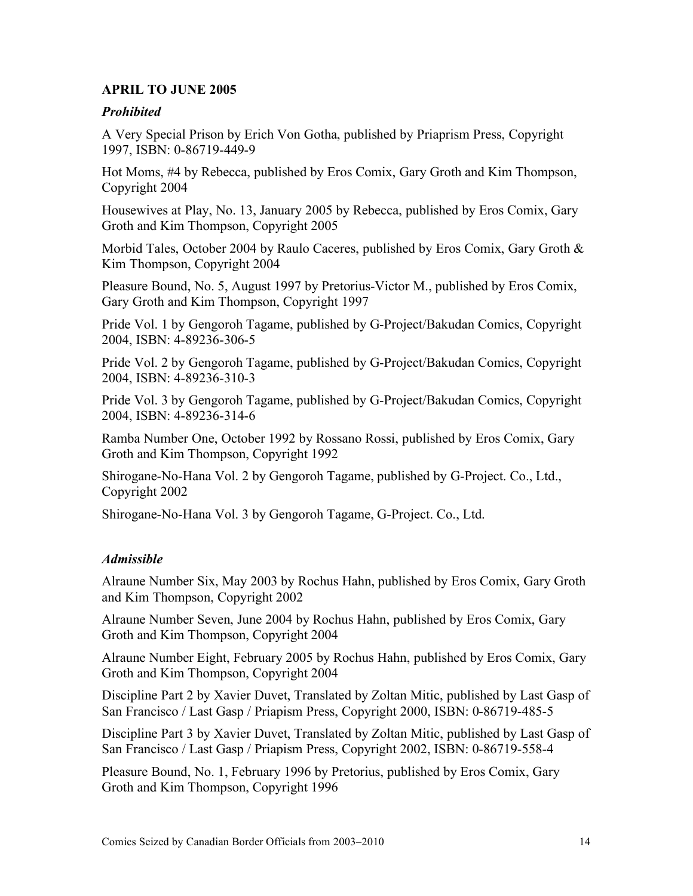**APRIL TO JUNE 2005**

***Prohibited***

A Very Special Prison by Erich Von Gotha, published by Priaprism Press, Copyright 1997, ISBN: 0-86719-449-9

Hot Moms, #4 by Rebecca, published by Eros Comix, Gary Groth and Kim Thompson, Copyright 2004

Housewives at Play, No. 13, January 2005 by Rebecca, published by Eros Comix, Gary Groth and Kim Thompson, Copyright 2005

Morbid Tales, October 2004 by Raulo Caceres, published by Eros Comix, Gary Groth & Kim Thompson, Copyright 2004

Pleasure Bound, No. 5, August 1997 by Pretorius-Victor M., published by Eros Comix, Gary Groth and Kim Thompson, Copyright 1997

Pride Vol. 1 by Gengoroh Tagame, published by G-Project/Bakudan Comics, Copyright 2004, ISBN: 4-89236-306-5

Pride Vol. 2 by Gengoroh Tagame, published by G-Project/Bakudan Comics, Copyright 2004, ISBN: 4-89236-310-3

Pride Vol. 3 by Gengoroh Tagame, published by G-Project/Bakudan Comics, Copyright 2004, ISBN: 4-89236-314-6

Ramba Number One, October 1992 by Rossano Rossi, published by Eros Comix, Gary Groth and Kim Thompson, Copyright 1992

Shirogane-No-Hana Vol. 2 by Gengoroh Tagame, published by G-Project. Co., Ltd., Copyright 2002

Shirogane-No-Hana Vol. 3 by Gengoroh Tagame, G-Project. Co., Ltd.

***Admissible***

Alraune Number Six, May 2003 by Rochus Hahn, published by Eros Comix, Gary Groth and Kim Thompson, Copyright 2002

Alraune Number Seven, June 2004 by Rochus Hahn, published by Eros Comix, Gary Groth and Kim Thompson, Copyright 2004

Alraune Number Eight, February 2005 by Rochus Hahn, published by Eros Comix, Gary Groth and Kim Thompson, Copyright 2004

Discipline Part 2 by Xavier Duvet, Translated by Zoltan Mitic, published by Last Gasp of San Francisco / Last Gasp / Priapism Press, Copyright 2000, ISBN: 0-86719-485-5

Discipline Part 3 by Xavier Duvet, Translated by Zoltan Mitic, published by Last Gasp of San Francisco / Last Gasp / Priapism Press, Copyright 2002, ISBN: 0-86719-558-4

Pleasure Bound, No. 1, February 1996 by Pretorius, published by Eros Comix, Gary Groth and Kim Thompson, Copyright 1996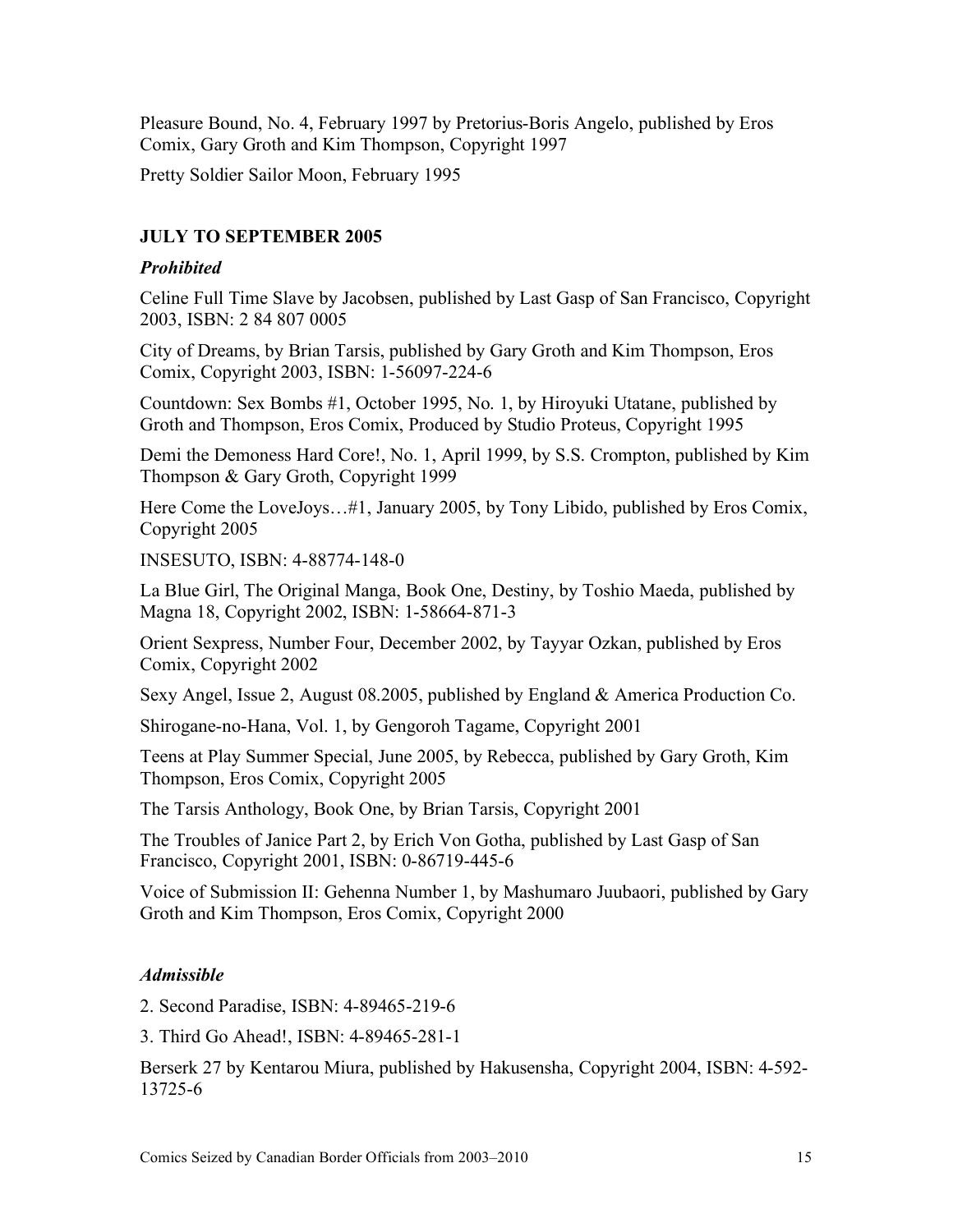Pleasure Bound, No. 4, February 1997 by Pretorius-Boris Angelo, published by Eros Comix, Gary Groth and Kim Thompson, Copyright 1997

Pretty Soldier Sailor Moon, February 1995

### JULY TO SEPTEMBER 2005

#### *Prohibited*

Celine Full Time Slave by Jacobsen, published by Last Gasp of San Francisco, Copyright 2003, ISBN: 2 84 807 0005

City of Dreams, by Brian Tarsis, published by Gary Groth and Kim Thompson, Eros Comix, Copyright 2003, ISBN: 1-56097-224-6

Countdown: Sex Bombs #1, October 1995, No. 1, by Hiroyuki Utatane, published by Groth and Thompson, Eros Comix, Produced by Studio Proteus, Copyright 1995

Demi the Demoness Hard Core!, No. 1, April 1999, by S.S. Crompton, published by Kim Thompson & Gary Groth, Copyright 1999

Here Come the LoveJoys…#1, January 2005, by Tony Libido, published by Eros Comix, Copyright 2005

INSESUTO, ISBN: 4-88774-148-0

La Blue Girl, The Original Manga, Book One, Destiny, by Toshio Maeda, published by Magna 18, Copyright 2002, ISBN: 1-58664-871-3

Orient Sexpress, Number Four, December 2002, by Tayyar Ozkan, published by Eros Comix, Copyright 2002

Sexy Angel, Issue 2, August 08.2005, published by England & America Production Co.

Shirogane-no-Hana, Vol. 1, by Gengoroh Tagame, Copyright 2001

Teens at Play Summer Special, June 2005, by Rebecca, published by Gary Groth, Kim Thompson, Eros Comix, Copyright 2005

The Tarsis Anthology, Book One, by Brian Tarsis, Copyright 2001

The Troubles of Janice Part 2, by Erich Von Gotha, published by Last Gasp of San Francisco, Copyright 2001, ISBN: 0-86719-445-6

Voice of Submission II: Gehenna Number 1, by Mashumaro Juubaori, published by Gary Groth and Kim Thompson, Eros Comix, Copyright 2000

#### *Admissible*

2. Second Paradise, ISBN: 4-89465-219-6

3. Third Go Ahead!, ISBN: 4-89465-281-1

Berserk 27 by Kentarou Miura, published by Hakusensha, Copyright 2004, ISBN: 4-592-13725-6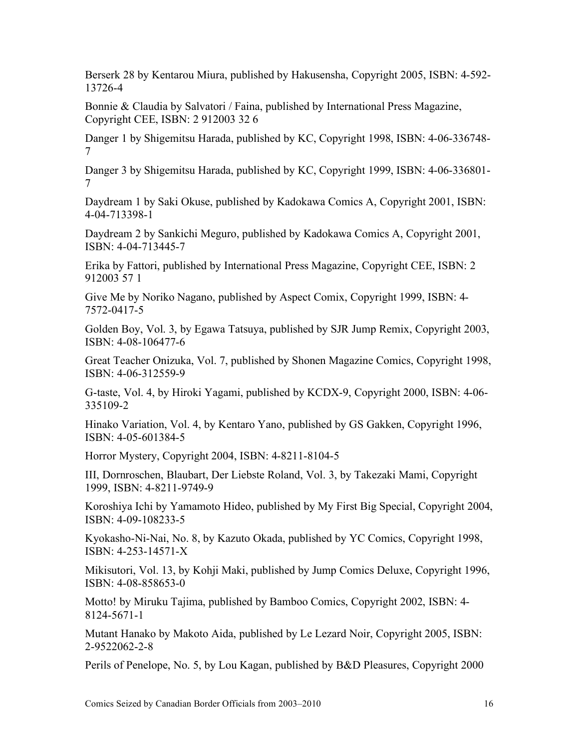Berserk 28 by Kentarou Miura, published by Hakusensha, Copyright 2005, ISBN: 4-592-13726-4

Bonnie & Claudia by Salvatori / Faina, published by International Press Magazine, Copyright CEE, ISBN: 2 912003 32 6

Danger 1 by Shigemitsu Harada, published by KC, Copyright 1998, ISBN: 4-06-336748-7

Danger 3 by Shigemitsu Harada, published by KC, Copyright 1999, ISBN: 4-06-336801-7

Daydream 1 by Saki Okuse, published by Kadokawa Comics A, Copyright 2001, ISBN: 4-04-713398-1

Daydream 2 by Sankichi Meguro, published by Kadokawa Comics A, Copyright 2001, ISBN: 4-04-713445-7

Erika by Fattori, published by International Press Magazine, Copyright CEE, ISBN: 2 912003 57 1

Give Me by Noriko Nagano, published by Aspect Comix, Copyright 1999, ISBN: 4-7572-0417-5

Golden Boy, Vol. 3, by Egawa Tatsuya, published by SJR Jump Remix, Copyright 2003, ISBN: 4-08-106477-6

Great Teacher Onizuka, Vol. 7, published by Shonen Magazine Comics, Copyright 1998, ISBN: 4-06-312559-9

G-taste, Vol. 4, by Hiroki Yagami, published by KCDX-9, Copyright 2000, ISBN: 4-06-335109-2

Hinako Variation, Vol. 4, by Kentaro Yano, published by GS Gakken, Copyright 1996, ISBN: 4-05-601384-5

Horror Mystery, Copyright 2004, ISBN: 4-8211-8104-5

III, Dornroschen, Blaubart, Der Liebste Roland, Vol. 3, by Takezaki Mami, Copyright 1999, ISBN: 4-8211-9749-9

Koroshiya Ichi by Yamamoto Hideo, published by My First Big Special, Copyright 2004, ISBN: 4-09-108233-5

Kyokasho-Ni-Nai, No. 8, by Kazuto Okada, published by YC Comics, Copyright 1998, ISBN: 4-253-14571-X

Mikisutori, Vol. 13, by Kohji Maki, published by Jump Comics Deluxe, Copyright 1996, ISBN: 4-08-858653-0

Motto! by Miruku Tajima, published by Bamboo Comics, Copyright 2002, ISBN: 4-8124-5671-1

Mutant Hanako by Makoto Aida, published by Le Lezard Noir, Copyright 2005, ISBN: 2-9522062-2-8

Perils of Penelope, No. 5, by Lou Kagan, published by B&D Pleasures, Copyright 2000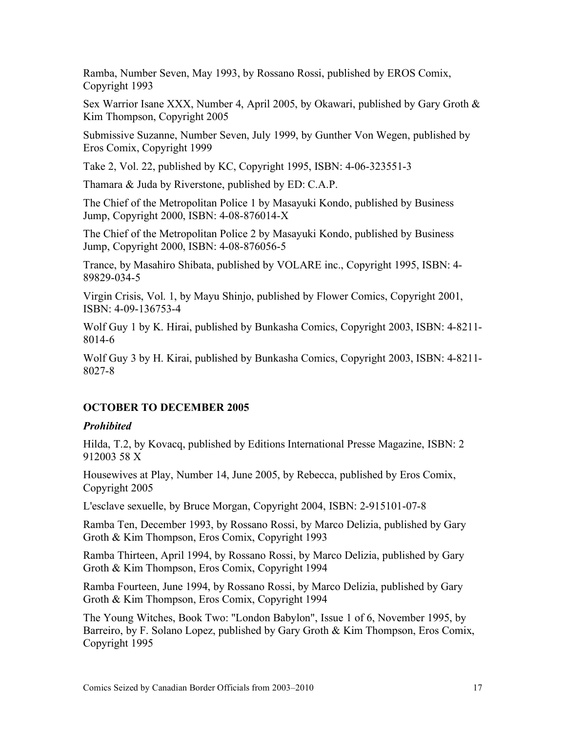Ramba, Number Seven, May 1993, by Rossano Rossi, published by EROS Comix, Copyright 1993

Sex Warrior Isane XXX, Number 4, April 2005, by Okawari, published by Gary Groth & Kim Thompson, Copyright 2005

Submissive Suzanne, Number Seven, July 1999, by Gunther Von Wegen, published by Eros Comix, Copyright 1999

Take 2, Vol. 22, published by KC, Copyright 1995, ISBN: 4-06-323551-3

Thamara & Juda by Riverstone, published by ED: C.A.P.

The Chief of the Metropolitan Police 1 by Masayuki Kondo, published by Business Jump, Copyright 2000, ISBN: 4-08-876014-X

The Chief of the Metropolitan Police 2 by Masayuki Kondo, published by Business Jump, Copyright 2000, ISBN: 4-08-876056-5

Trance, by Masahiro Shibata, published by VOLARE inc., Copyright 1995, ISBN: 4-89829-034-5

Virgin Crisis, Vol. 1, by Mayu Shinjo, published by Flower Comics, Copyright 2001, ISBN: 4-09-136753-4

Wolf Guy 1 by K. Hirai, published by Bunkasha Comics, Copyright 2003, ISBN: 4-8211-8014-6

Wolf Guy 3 by H. Kirai, published by Bunkasha Comics, Copyright 2003, ISBN: 4-8211-8027-8

## OCTOBER TO DECEMBER 2005

### *Prohibited*

Hilda, T.2, by Kovacq, published by Editions International Presse Magazine, ISBN: 2 912003 58 X

Housewives at Play, Number 14, June 2005, by Rebecca, published by Eros Comix, Copyright 2005

L'esclave sexuelle, by Bruce Morgan, Copyright 2004, ISBN: 2-915101-07-8

Ramba Ten, December 1993, by Rossano Rossi, by Marco Delizia, published by Gary Groth & Kim Thompson, Eros Comix, Copyright 1993

Ramba Thirteen, April 1994, by Rossano Rossi, by Marco Delizia, published by Gary Groth & Kim Thompson, Eros Comix, Copyright 1994

Ramba Fourteen, June 1994, by Rossano Rossi, by Marco Delizia, published by Gary Groth & Kim Thompson, Eros Comix, Copyright 1994

The Young Witches, Book Two: "London Babylon", Issue 1 of 6, November 1995, by Barreiro, by F. Solano Lopez, published by Gary Groth & Kim Thompson, Eros Comix, Copyright 1995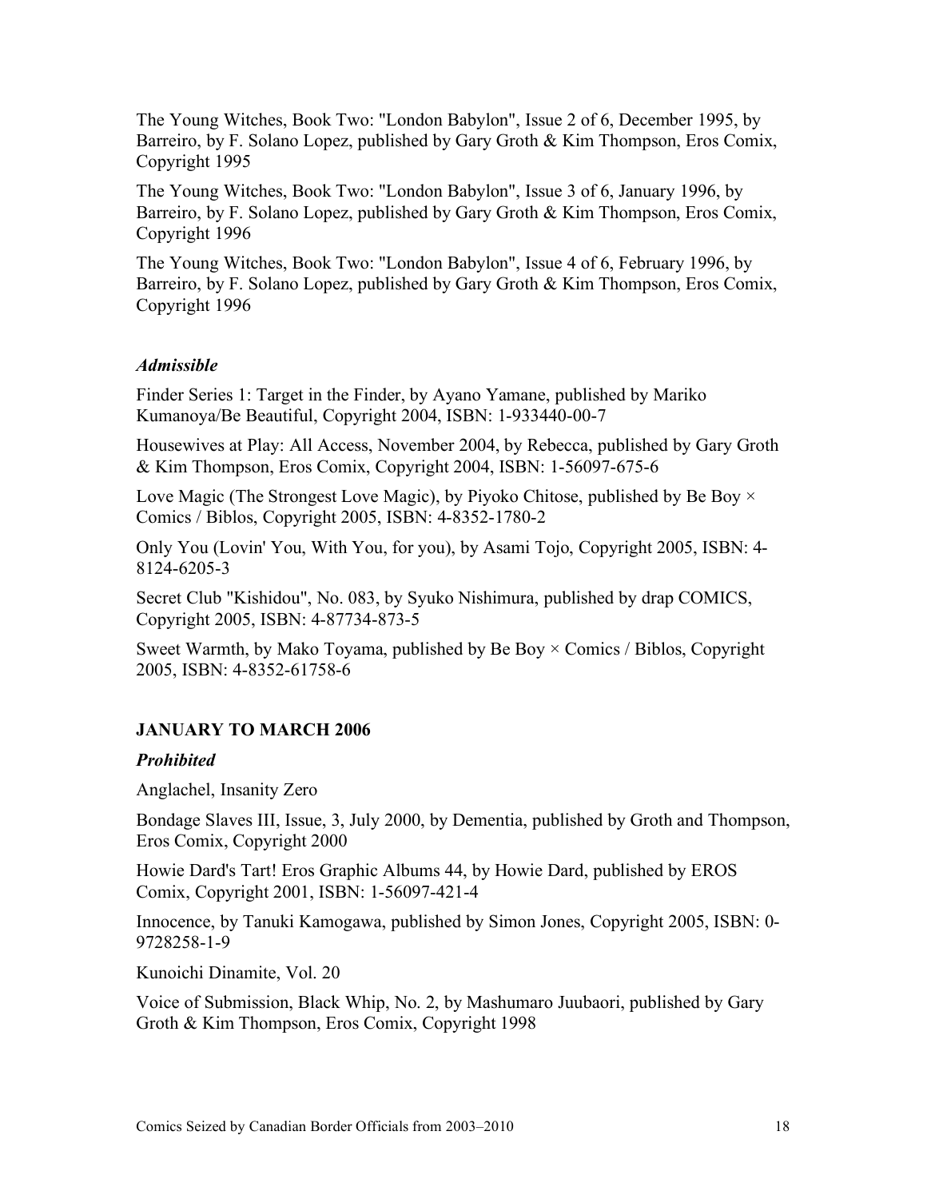The Young Witches, Book Two: "London Babylon", Issue 2 of 6, December 1995, by Barreiro, by F. Solano Lopez, published by Gary Groth & Kim Thompson, Eros Comix, Copyright 1995

The Young Witches, Book Two: "London Babylon", Issue 3 of 6, January 1996, by Barreiro, by F. Solano Lopez, published by Gary Groth & Kim Thompson, Eros Comix, Copyright 1996

The Young Witches, Book Two: "London Babylon", Issue 4 of 6, February 1996, by Barreiro, by F. Solano Lopez, published by Gary Groth & Kim Thompson, Eros Comix, Copyright 1996

### *Admissible*

Finder Series 1: Target in the Finder, by Ayano Yamane, published by Mariko Kumanoya/Be Beautiful, Copyright 2004, ISBN: 1-933440-00-7

Housewives at Play: All Access, November 2004, by Rebecca, published by Gary Groth & Kim Thompson, Eros Comix, Copyright 2004, ISBN: 1-56097-675-6

Love Magic (The Strongest Love Magic), by Piyoko Chitose, published by Be Boy × Comics / Biblos, Copyright 2005, ISBN: 4-8352-1780-2

Only You (Lovin' You, With You, for you), by Asami Tojo, Copyright 2005, ISBN: 4-8124-6205-3

Secret Club "Kishidou", No. 083, by Syuko Nishimura, published by drap COMICS, Copyright 2005, ISBN: 4-87734-873-5

Sweet Warmth, by Mako Toyama, published by Be Boy × Comics / Biblos, Copyright 2005, ISBN: 4-8352-61758-6

## JANUARY TO MARCH 2006

### *Prohibited*

Anglachel, Insanity Zero

Bondage Slaves III, Issue, 3, July 2000, by Dementia, published by Groth and Thompson, Eros Comix, Copyright 2000

Howie Dard's Tart! Eros Graphic Albums 44, by Howie Dard, published by EROS Comix, Copyright 2001, ISBN: 1-56097-421-4

Innocence, by Tanuki Kamogawa, published by Simon Jones, Copyright 2005, ISBN: 0-9728258-1-9

Kunoichi Dinamite, Vol. 20

Voice of Submission, Black Whip, No. 2, by Mashumaro Juubaori, published by Gary Groth & Kim Thompson, Eros Comix, Copyright 1998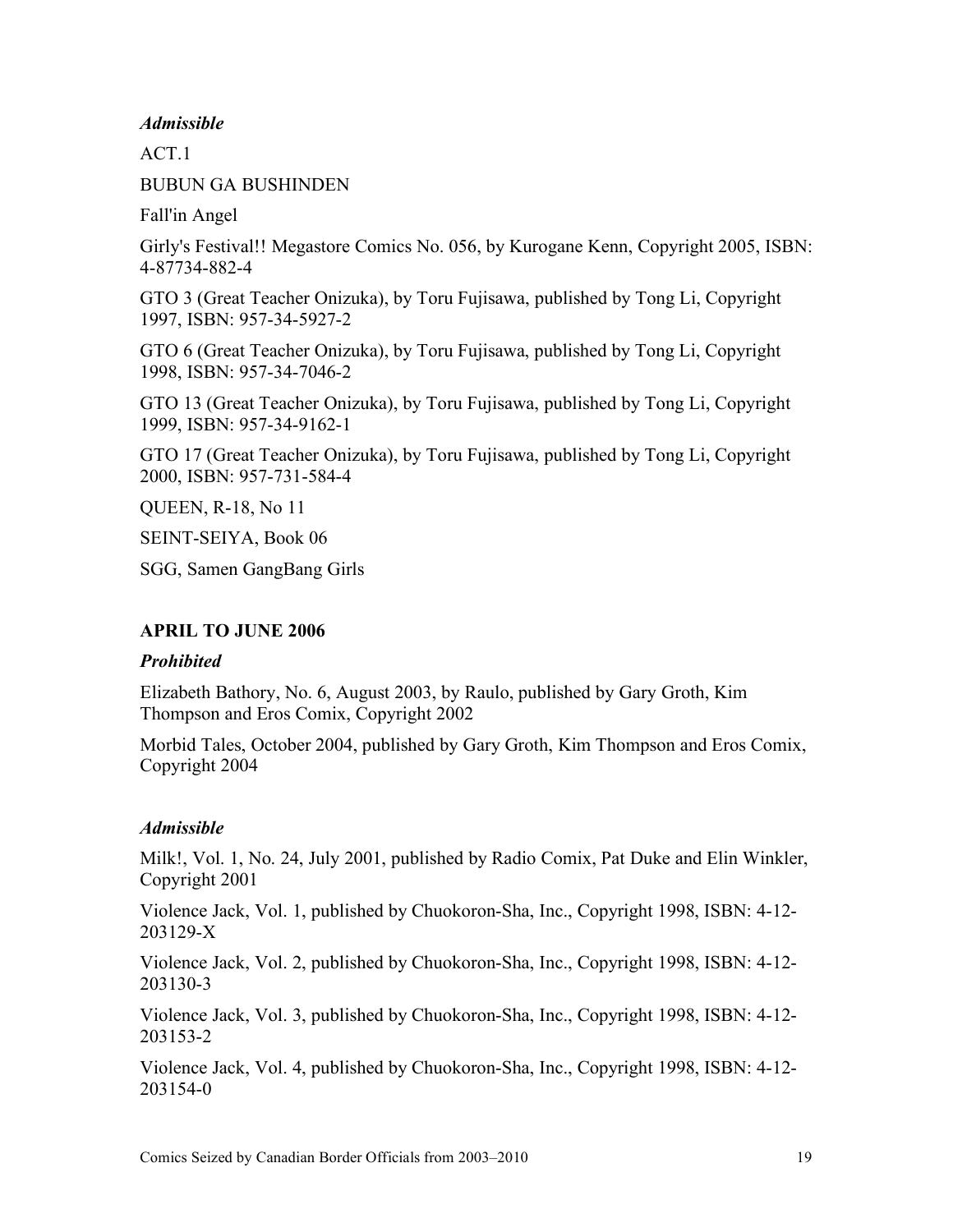*Admissible*

ACT.1

BUBUN GA BUSHINDEN

Fall'in Angel

Girly's Festival!! Megastore Comics No. 056, by Kurogane Kenn, Copyright 2005, ISBN: 4-87734-882-4

GTO 3 (Great Teacher Onizuka), by Toru Fujisawa, published by Tong Li, Copyright 1997, ISBN: 957-34-5927-2

GTO 6 (Great Teacher Onizuka), by Toru Fujisawa, published by Tong Li, Copyright 1998, ISBN: 957-34-7046-2

GTO 13 (Great Teacher Onizuka), by Toru Fujisawa, published by Tong Li, Copyright 1999, ISBN: 957-34-9162-1

GTO 17 (Great Teacher Onizuka), by Toru Fujisawa, published by Tong Li, Copyright 2000, ISBN: 957-731-584-4

QUEEN, R-18, No 11

SEINT-SEIYA, Book 06

SGG, Samen GangBang Girls

**APRIL TO JUNE 2006**

*Prohibited*

Elizabeth Bathory, No. 6, August 2003, by Raulo, published by Gary Groth, Kim Thompson and Eros Comix, Copyright 2002

Morbid Tales, October 2004, published by Gary Groth, Kim Thompson and Eros Comix, Copyright 2004

*Admissible*

Milk!, Vol. 1, No. 24, July 2001, published by Radio Comix, Pat Duke and Elin Winkler, Copyright 2001

Violence Jack, Vol. 1, published by Chuokoron-Sha, Inc., Copyright 1998, ISBN: 4-12-203129-X

Violence Jack, Vol. 2, published by Chuokoron-Sha, Inc., Copyright 1998, ISBN: 4-12-203130-3

Violence Jack, Vol. 3, published by Chuokoron-Sha, Inc., Copyright 1998, ISBN: 4-12-203153-2

Violence Jack, Vol. 4, published by Chuokoron-Sha, Inc., Copyright 1998, ISBN: 4-12-203154-0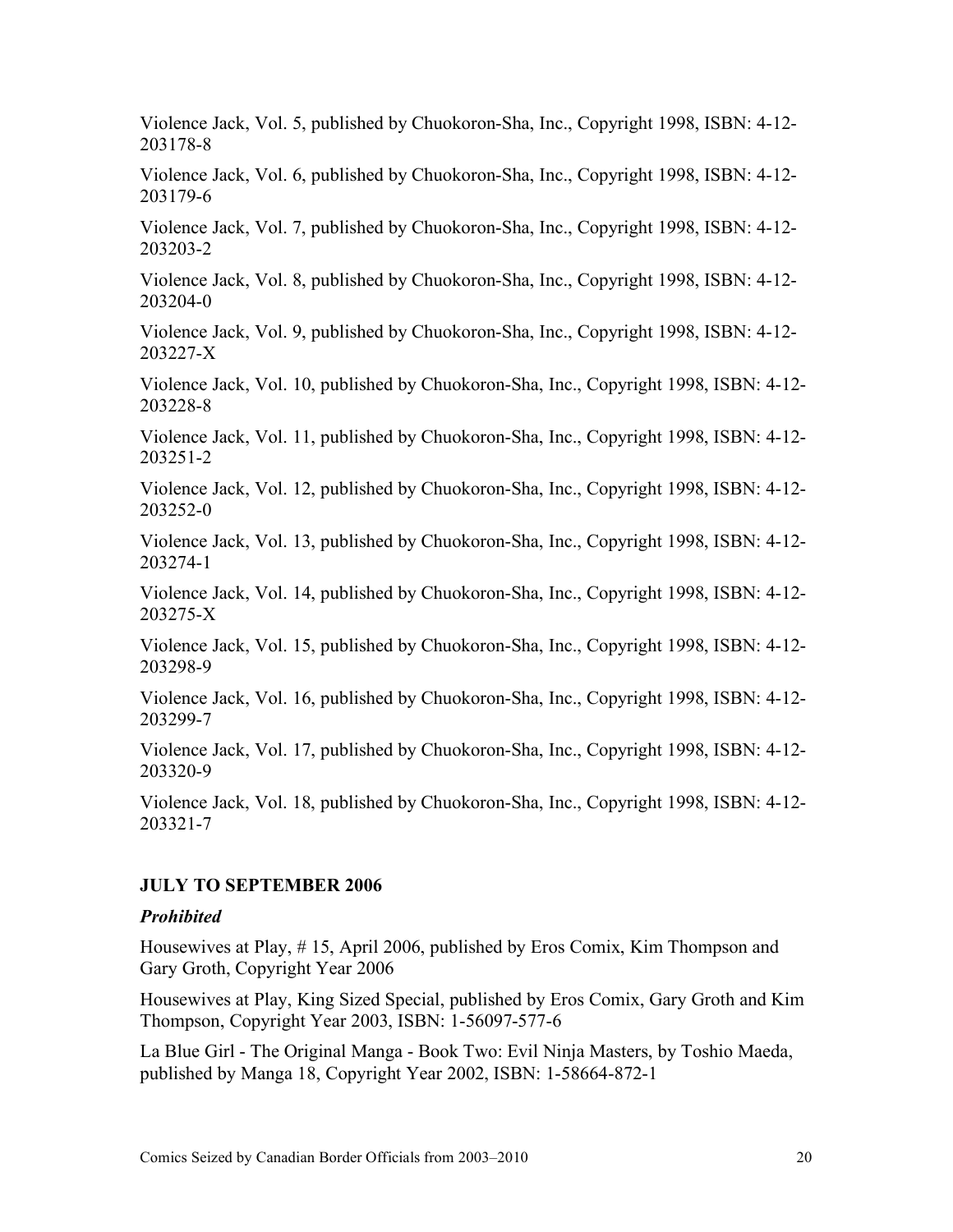Violence Jack, Vol. 5, published by Chuokoron-Sha, Inc., Copyright 1998, ISBN: 4-12-203178-8

Violence Jack, Vol. 6, published by Chuokoron-Sha, Inc., Copyright 1998, ISBN: 4-12-203179-6

Violence Jack, Vol. 7, published by Chuokoron-Sha, Inc., Copyright 1998, ISBN: 4-12-203203-2

Violence Jack, Vol. 8, published by Chuokoron-Sha, Inc., Copyright 1998, ISBN: 4-12-203204-0

Violence Jack, Vol. 9, published by Chuokoron-Sha, Inc., Copyright 1998, ISBN: 4-12-203227-X

Violence Jack, Vol. 10, published by Chuokoron-Sha, Inc., Copyright 1998, ISBN: 4-12-203228-8

Violence Jack, Vol. 11, published by Chuokoron-Sha, Inc., Copyright 1998, ISBN: 4-12-203251-2

Violence Jack, Vol. 12, published by Chuokoron-Sha, Inc., Copyright 1998, ISBN: 4-12-203252-0

Violence Jack, Vol. 13, published by Chuokoron-Sha, Inc., Copyright 1998, ISBN: 4-12-203274-1

Violence Jack, Vol. 14, published by Chuokoron-Sha, Inc., Copyright 1998, ISBN: 4-12-203275-X

Violence Jack, Vol. 15, published by Chuokoron-Sha, Inc., Copyright 1998, ISBN: 4-12-203298-9

Violence Jack, Vol. 16, published by Chuokoron-Sha, Inc., Copyright 1998, ISBN: 4-12-203299-7

Violence Jack, Vol. 17, published by Chuokoron-Sha, Inc., Copyright 1998, ISBN: 4-12-203320-9

Violence Jack, Vol. 18, published by Chuokoron-Sha, Inc., Copyright 1998, ISBN: 4-12-203321-7

## JULY TO SEPTEMBER 2006

### *Prohibited*

Housewives at Play, # 15, April 2006, published by Eros Comix, Kim Thompson and Gary Groth, Copyright Year 2006

Housewives at Play, King Sized Special, published by Eros Comix, Gary Groth and Kim Thompson, Copyright Year 2003, ISBN: 1-56097-577-6

La Blue Girl - The Original Manga - Book Two: Evil Ninja Masters, by Toshio Maeda, published by Manga 18, Copyright Year 2002, ISBN: 1-58664-872-1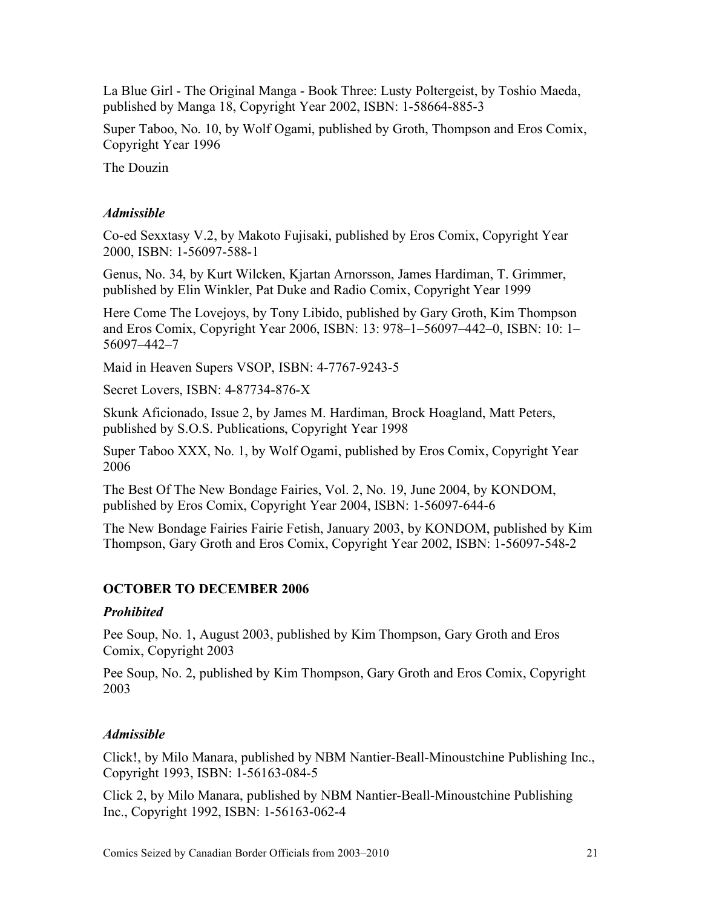La Blue Girl - The Original Manga - Book Three: Lusty Poltergeist, by Toshio Maeda, published by Manga 18, Copyright Year 2002, ISBN: 1-58664-885-3

Super Taboo, No. 10, by Wolf Ogami, published by Groth, Thompson and Eros Comix, Copyright Year 1996

The Douzin

### *Admissible*

Co-ed Sexxtasy V.2, by Makoto Fujisaki, published by Eros Comix, Copyright Year 2000, ISBN: 1-56097-588-1

Genus, No. 34, by Kurt Wilcken, Kjartan Arnorsson, James Hardiman, T. Grimmer, published by Elin Winkler, Pat Duke and Radio Comix, Copyright Year 1999

Here Come The Lovejoys, by Tony Libido, published by Gary Groth, Kim Thompson and Eros Comix, Copyright Year 2006, ISBN: 13: 978–1–56097–442–0, ISBN: 10: 1–56097–442–7

Maid in Heaven Supers VSOP, ISBN: 4-7767-9243-5

Secret Lovers, ISBN: 4-87734-876-X

Skunk Aficionado, Issue 2, by James M. Hardiman, Brock Hoagland, Matt Peters, published by S.O.S. Publications, Copyright Year 1998

Super Taboo XXX, No. 1, by Wolf Ogami, published by Eros Comix, Copyright Year 2006

The Best Of The New Bondage Fairies, Vol. 2, No. 19, June 2004, by KONDOM, published by Eros Comix, Copyright Year 2004, ISBN: 1-56097-644-6

The New Bondage Fairies Fairie Fetish, January 2003, by KONDOM, published by Kim Thompson, Gary Groth and Eros Comix, Copyright Year 2002, ISBN: 1-56097-548-2

## OCTOBER TO DECEMBER 2006

### *Prohibited*

Pee Soup, No. 1, August 2003, published by Kim Thompson, Gary Groth and Eros Comix, Copyright 2003

Pee Soup, No. 2, published by Kim Thompson, Gary Groth and Eros Comix, Copyright 2003

### *Admissible*

Click!, by Milo Manara, published by NBM Nantier-Beall-Minoustchine Publishing Inc., Copyright 1993, ISBN: 1-56163-084-5

Click 2, by Milo Manara, published by NBM Nantier-Beall-Minoustchine Publishing Inc., Copyright 1992, ISBN: 1-56163-062-4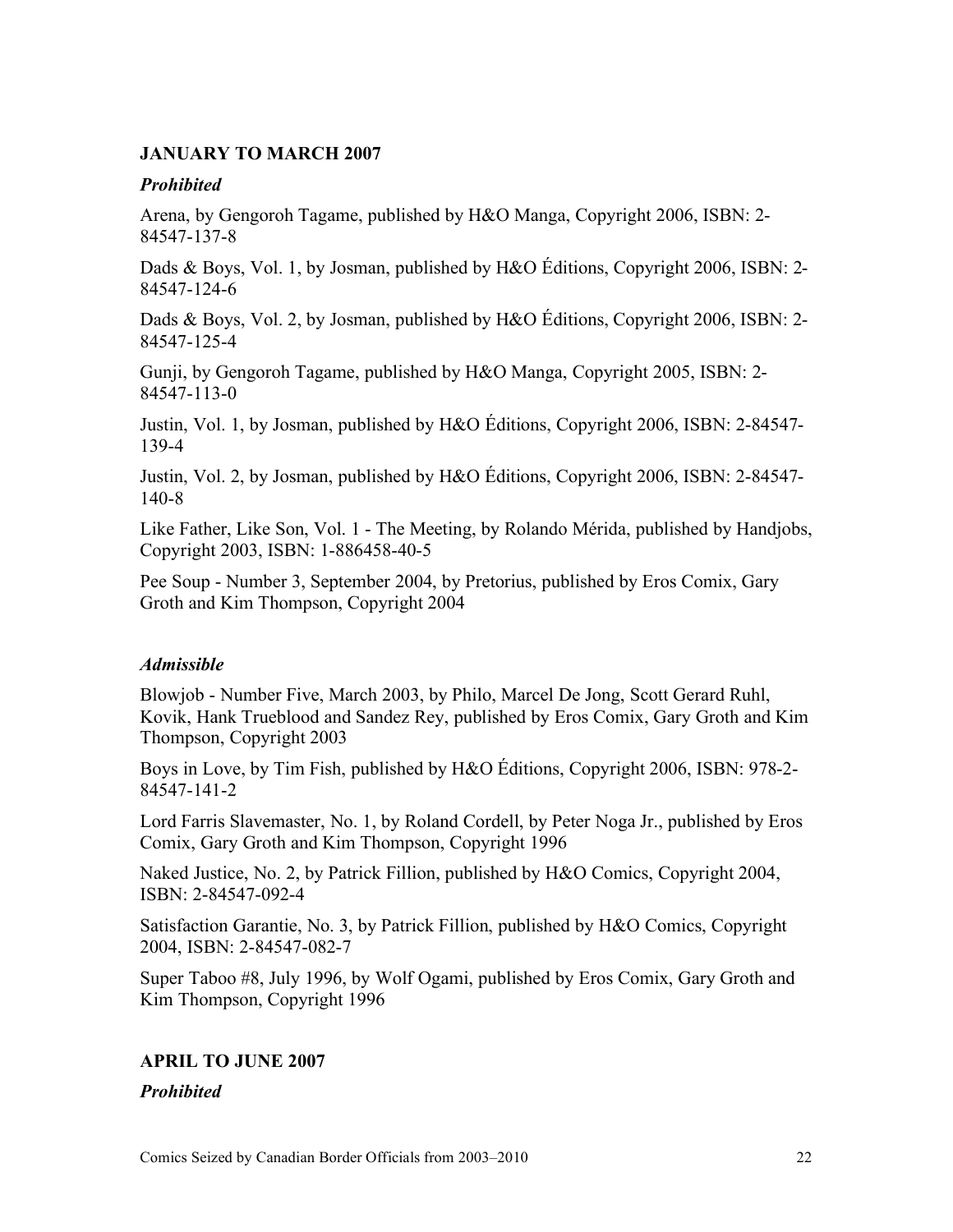## JANUARY TO MARCH 2007

### *Prohibited*

Arena, by Gengoroh Tagame, published by H&O Manga, Copyright 2006, ISBN: 2-84547-137-8

Dads & Boys, Vol. 1, by Josman, published by H&O Éditions, Copyright 2006, ISBN: 2-84547-124-6

Dads & Boys, Vol. 2, by Josman, published by H&O Éditions, Copyright 2006, ISBN: 2-84547-125-4

Gunji, by Gengoroh Tagame, published by H&O Manga, Copyright 2005, ISBN: 2-84547-113-0

Justin, Vol. 1, by Josman, published by H&O Éditions, Copyright 2006, ISBN: 2-84547-139-4

Justin, Vol. 2, by Josman, published by H&O Éditions, Copyright 2006, ISBN: 2-84547-140-8

Like Father, Like Son, Vol. 1 - The Meeting, by Rolando Mérida, published by Handjobs, Copyright 2003, ISBN: 1-886458-40-5

Pee Soup - Number 3, September 2004, by Pretorius, published by Eros Comix, Gary Groth and Kim Thompson, Copyright 2004

### *Admissible*

Blowjob - Number Five, March 2003, by Philo, Marcel De Jong, Scott Gerard Ruhl, Kovik, Hank Trueblood and Sandez Rey, published by Eros Comix, Gary Groth and Kim Thompson, Copyright 2003

Boys in Love, by Tim Fish, published by H&O Éditions, Copyright 2006, ISBN: 978-2-84547-141-2

Lord Farris Slavemaster, No. 1, by Roland Cordell, by Peter Noga Jr., published by Eros Comix, Gary Groth and Kim Thompson, Copyright 1996

Naked Justice, No. 2, by Patrick Fillion, published by H&O Comics, Copyright 2004, ISBN: 2-84547-092-4

Satisfaction Garantie, No. 3, by Patrick Fillion, published by H&O Comics, Copyright 2004, ISBN: 2-84547-082-7

Super Taboo #8, July 1996, by Wolf Ogami, published by Eros Comix, Gary Groth and Kim Thompson, Copyright 1996

## APRIL TO JUNE 2007

### *Prohibited*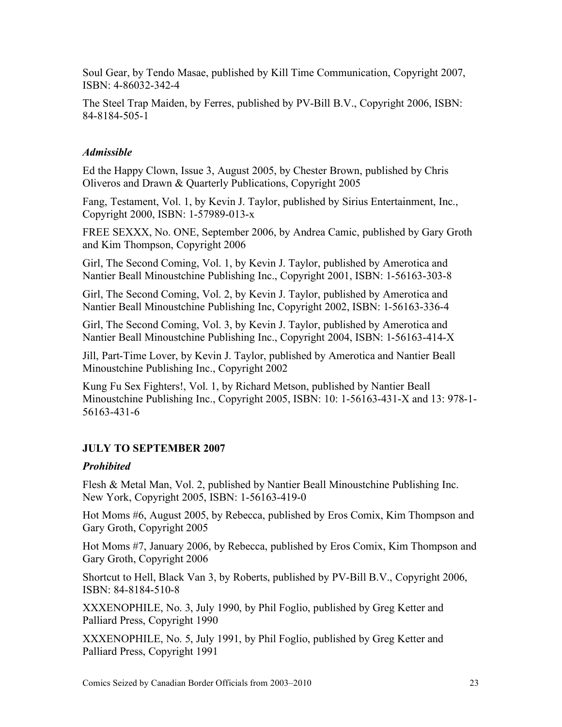Soul Gear, by Tendo Masae, published by Kill Time Communication, Copyright 2007, ISBN: 4-86032-342-4

The Steel Trap Maiden, by Ferres, published by PV-Bill B.V., Copyright 2006, ISBN: 84-8184-505-1

### *Admissible*

Ed the Happy Clown, Issue 3, August 2005, by Chester Brown, published by Chris Oliveros and Drawn & Quarterly Publications, Copyright 2005

Fang, Testament, Vol. 1, by Kevin J. Taylor, published by Sirius Entertainment, Inc., Copyright 2000, ISBN: 1-57989-013-x

FREE SEXXX, No. ONE, September 2006, by Andrea Camic, published by Gary Groth and Kim Thompson, Copyright 2006

Girl, The Second Coming, Vol. 1, by Kevin J. Taylor, published by Amerotica and Nantier Beall Minoustchine Publishing Inc., Copyright 2001, ISBN: 1-56163-303-8

Girl, The Second Coming, Vol. 2, by Kevin J. Taylor, published by Amerotica and Nantier Beall Minoustchine Publishing Inc, Copyright 2002, ISBN: 1-56163-336-4

Girl, The Second Coming, Vol. 3, by Kevin J. Taylor, published by Amerotica and Nantier Beall Minoustchine Publishing Inc., Copyright 2004, ISBN: 1-56163-414-X

Jill, Part-Time Lover, by Kevin J. Taylor, published by Amerotica and Nantier Beall Minoustchine Publishing Inc., Copyright 2002

Kung Fu Sex Fighters!, Vol. 1, by Richard Metson, published by Nantier Beall Minoustchine Publishing Inc., Copyright 2005, ISBN: 10: 1-56163-431-X and 13: 978-1-56163-431-6

## JULY TO SEPTEMBER 2007

### *Prohibited*

Flesh & Metal Man, Vol. 2, published by Nantier Beall Minoustchine Publishing Inc. New York, Copyright 2005, ISBN: 1-56163-419-0

Hot Moms #6, August 2005, by Rebecca, published by Eros Comix, Kim Thompson and Gary Groth, Copyright 2005

Hot Moms #7, January 2006, by Rebecca, published by Eros Comix, Kim Thompson and Gary Groth, Copyright 2006

Shortcut to Hell, Black Van 3, by Roberts, published by PV-Bill B.V., Copyright 2006, ISBN: 84-8184-510-8

XXXENOPHILE, No. 3, July 1990, by Phil Foglio, published by Greg Ketter and Palliard Press, Copyright 1990

XXXENOPHILE, No. 5, July 1991, by Phil Foglio, published by Greg Ketter and Palliard Press, Copyright 1991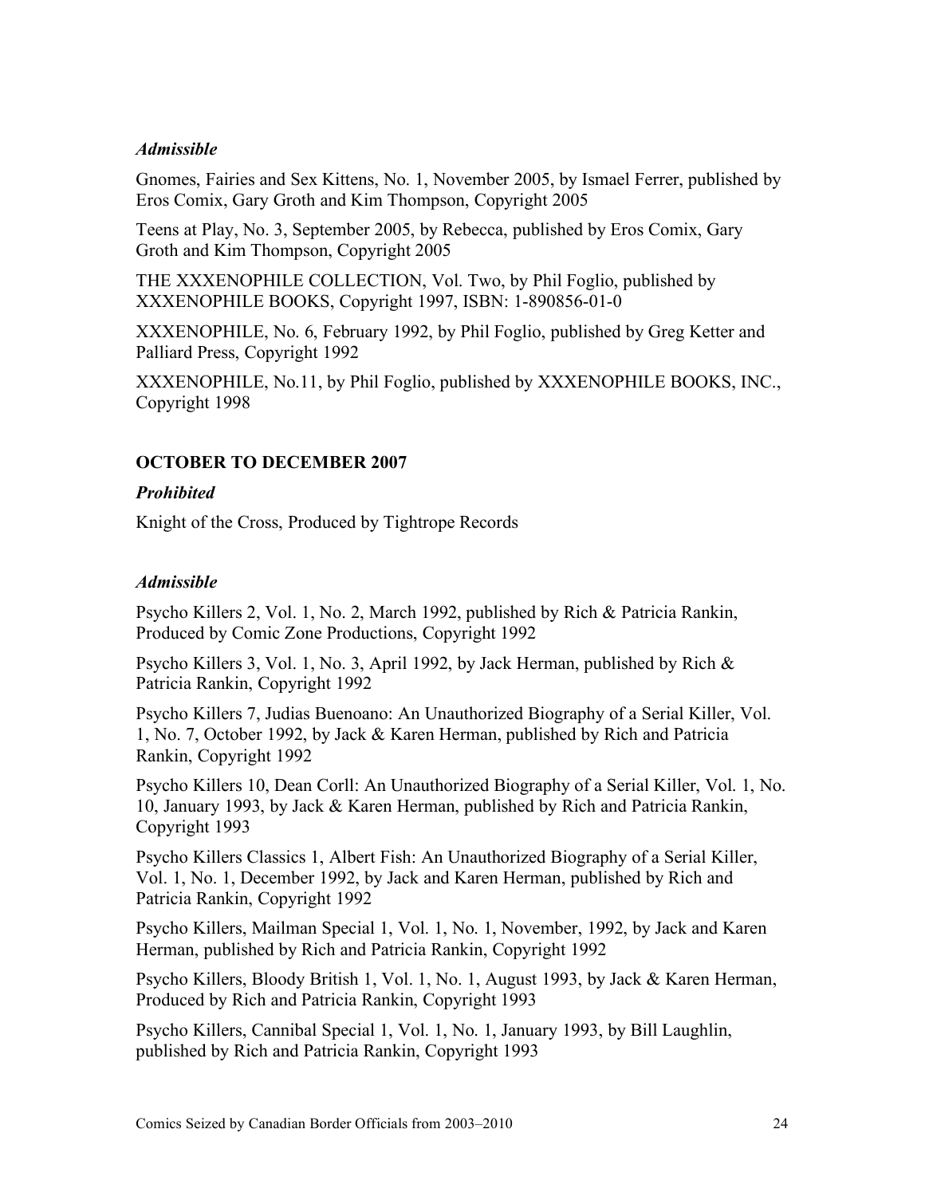*Admissible*

Gnomes, Fairies and Sex Kittens, No. 1, November 2005, by Ismael Ferrer, published by Eros Comix, Gary Groth and Kim Thompson, Copyright 2005

Teens at Play, No. 3, September 2005, by Rebecca, published by Eros Comix, Gary Groth and Kim Thompson, Copyright 2005

THE XXXENOPHILE COLLECTION, Vol. Two, by Phil Foglio, published by XXXENOPHILE BOOKS, Copyright 1997, ISBN: 1-890856-01-0

XXXENOPHILE, No. 6, February 1992, by Phil Foglio, published by Greg Ketter and Palliard Press, Copyright 1992

XXXENOPHILE, No.11, by Phil Foglio, published by XXXENOPHILE BOOKS, INC., Copyright 1998

### OCTOBER TO DECEMBER 2007

*Prohibited*

Knight of the Cross, Produced by Tightrope Records

*Admissible*

Psycho Killers 2, Vol. 1, No. 2, March 1992, published by Rich & Patricia Rankin, Produced by Comic Zone Productions, Copyright 1992

Psycho Killers 3, Vol. 1, No. 3, April 1992, by Jack Herman, published by Rich & Patricia Rankin, Copyright 1992

Psycho Killers 7, Judias Buenoano: An Unauthorized Biography of a Serial Killer, Vol. 1, No. 7, October 1992, by Jack & Karen Herman, published by Rich and Patricia Rankin, Copyright 1992

Psycho Killers 10, Dean Corll: An Unauthorized Biography of a Serial Killer, Vol. 1, No. 10, January 1993, by Jack & Karen Herman, published by Rich and Patricia Rankin, Copyright 1993

Psycho Killers Classics 1, Albert Fish: An Unauthorized Biography of a Serial Killer, Vol. 1, No. 1, December 1992, by Jack and Karen Herman, published by Rich and Patricia Rankin, Copyright 1992

Psycho Killers, Mailman Special 1, Vol. 1, No. 1, November, 1992, by Jack and Karen Herman, published by Rich and Patricia Rankin, Copyright 1992

Psycho Killers, Bloody British 1, Vol. 1, No. 1, August 1993, by Jack & Karen Herman, Produced by Rich and Patricia Rankin, Copyright 1993

Psycho Killers, Cannibal Special 1, Vol. 1, No. 1, January 1993, by Bill Laughlin, published by Rich and Patricia Rankin, Copyright 1993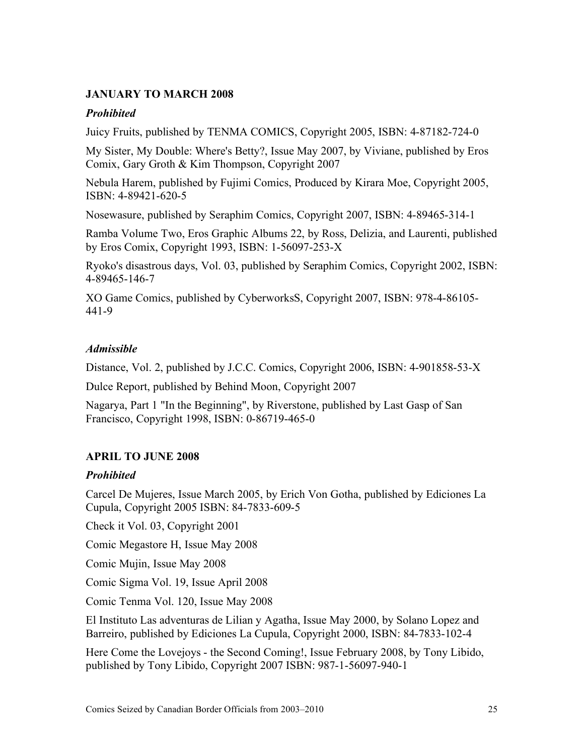**JANUARY TO MARCH 2008**

***Prohibited***

Juicy Fruits, published by TENMA COMICS, Copyright 2005, ISBN: 4-87182-724-0

My Sister, My Double: Where's Betty?, Issue May 2007, by Viviane, published by Eros Comix, Gary Groth & Kim Thompson, Copyright 2007

Nebula Harem, published by Fujimi Comics, Produced by Kirara Moe, Copyright 2005, ISBN: 4-89421-620-5

Nosewasure, published by Seraphim Comics, Copyright 2007, ISBN: 4-89465-314-1

Ramba Volume Two, Eros Graphic Albums 22, by Ross, Delizia, and Laurenti, published by Eros Comix, Copyright 1993, ISBN: 1-56097-253-X

Ryoko's disastrous days, Vol. 03, published by Seraphim Comics, Copyright 2002, ISBN: 4-89465-146-7

XO Game Comics, published by CyberworksS, Copyright 2007, ISBN: 978-4-86105-441-9

***Admissible***

Distance, Vol. 2, published by J.C.C. Comics, Copyright 2006, ISBN: 4-901858-53-X

Dulce Report, published by Behind Moon, Copyright 2007

Nagarya, Part 1 "In the Beginning", by Riverstone, published by Last Gasp of San Francisco, Copyright 1998, ISBN: 0-86719-465-0

**APRIL TO JUNE 2008**

***Prohibited***

Carcel De Mujeres, Issue March 2005, by Erich Von Gotha, published by Ediciones La Cupula, Copyright 2005 ISBN: 84-7833-609-5

Check it Vol. 03, Copyright 2001

Comic Megastore H, Issue May 2008

Comic Mujin, Issue May 2008

Comic Sigma Vol. 19, Issue April 2008

Comic Tenma Vol. 120, Issue May 2008

El Instituto Las adventuras de Lilian y Agatha, Issue May 2000, by Solano Lopez and Barreiro, published by Ediciones La Cupula, Copyright 2000, ISBN: 84-7833-102-4

Here Come the Lovejoys - the Second Coming!, Issue February 2008, by Tony Libido, published by Tony Libido, Copyright 2007 ISBN: 987-1-56097-940-1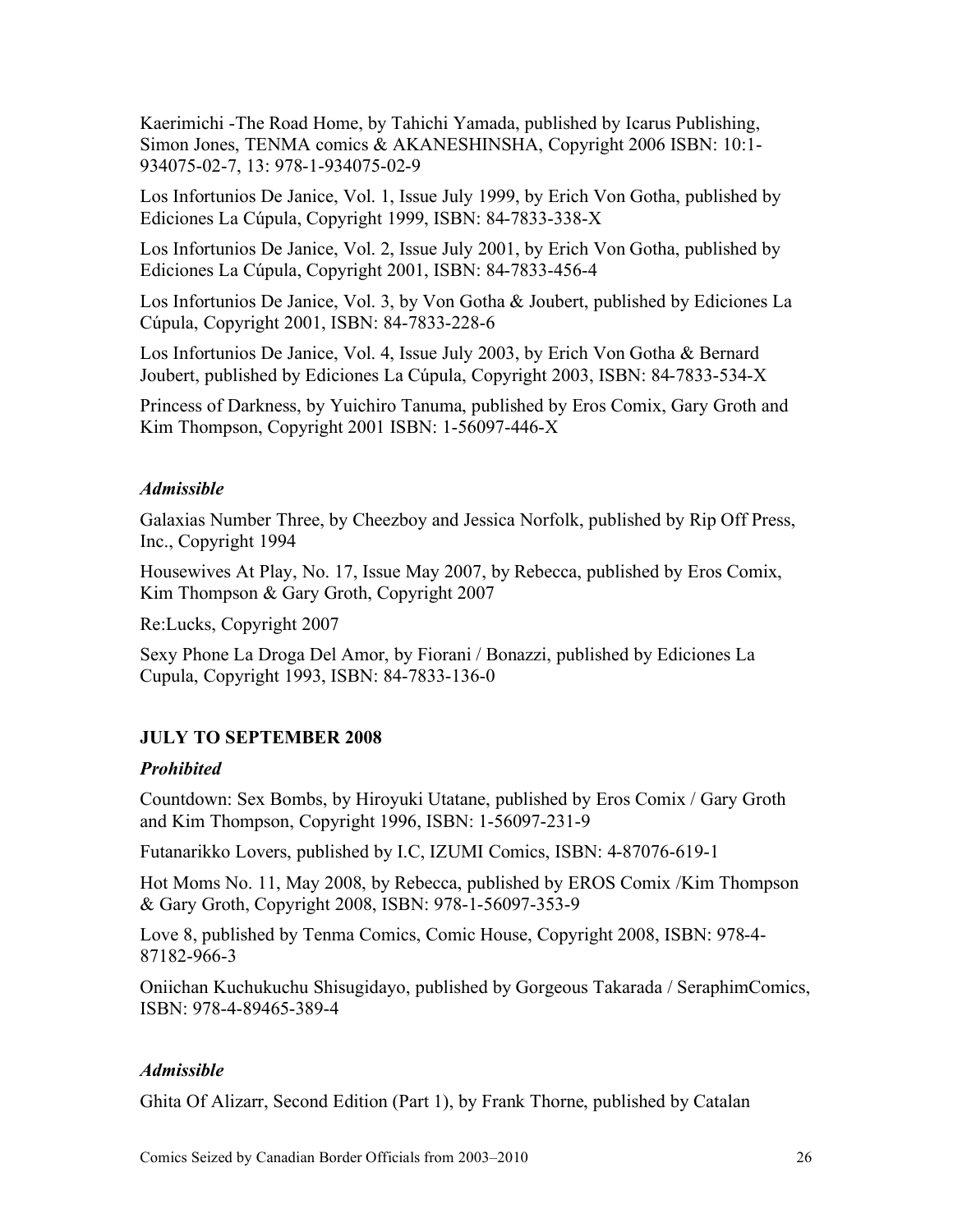Kaerimichi -The Road Home, by Tahichi Yamada, published by Icarus Publishing, Simon Jones, TENMA comics & AKANESHINSHA, Copyright 2006 ISBN: 10:1-934075-02-7, 13: 978-1-934075-02-9

Los Infortunios De Janice, Vol. 1, Issue July 1999, by Erich Von Gotha, published by Ediciones La Cúpula, Copyright 1999, ISBN: 84-7833-338-X

Los Infortunios De Janice, Vol. 2, Issue July 2001, by Erich Von Gotha, published by Ediciones La Cúpula, Copyright 2001, ISBN: 84-7833-456-4

Los Infortunios De Janice, Vol. 3, by Von Gotha & Joubert, published by Ediciones La Cúpula, Copyright 2001, ISBN: 84-7833-228-6

Los Infortunios De Janice, Vol. 4, Issue July 2003, by Erich Von Gotha & Bernard Joubert, published by Ediciones La Cúpula, Copyright 2003, ISBN: 84-7833-534-X

Princess of Darkness, by Yuichiro Tanuma, published by Eros Comix, Gary Groth and Kim Thompson, Copyright 2001 ISBN: 1-56097-446-X

### *Admissible*

Galaxias Number Three, by Cheezboy and Jessica Norfolk, published by Rip Off Press, Inc., Copyright 1994

Housewives At Play, No. 17, Issue May 2007, by Rebecca, published by Eros Comix, Kim Thompson & Gary Groth, Copyright 2007

Re:Lucks, Copyright 2007

Sexy Phone La Droga Del Amor, by Fiorani / Bonazzi, published by Ediciones La Cupula, Copyright 1993, ISBN: 84-7833-136-0

## JULY TO SEPTEMBER 2008

### *Prohibited*

Countdown: Sex Bombs, by Hiroyuki Utatane, published by Eros Comix / Gary Groth and Kim Thompson, Copyright 1996, ISBN: 1-56097-231-9

Futanarikko Lovers, published by I.C, IZUMI Comics, ISBN: 4-87076-619-1

Hot Moms No. 11, May 2008, by Rebecca, published by EROS Comix /Kim Thompson & Gary Groth, Copyright 2008, ISBN: 978-1-56097-353-9

Love 8, published by Tenma Comics, Comic House, Copyright 2008, ISBN: 978-4-87182-966-3

Oniichan Kuchukuchu Shisugidayo, published by Gorgeous Takarada / SeraphimComics, ISBN: 978-4-89465-389-4

### *Admissible*

Ghita Of Alizarr, Second Edition (Part 1), by Frank Thorne, published by Catalan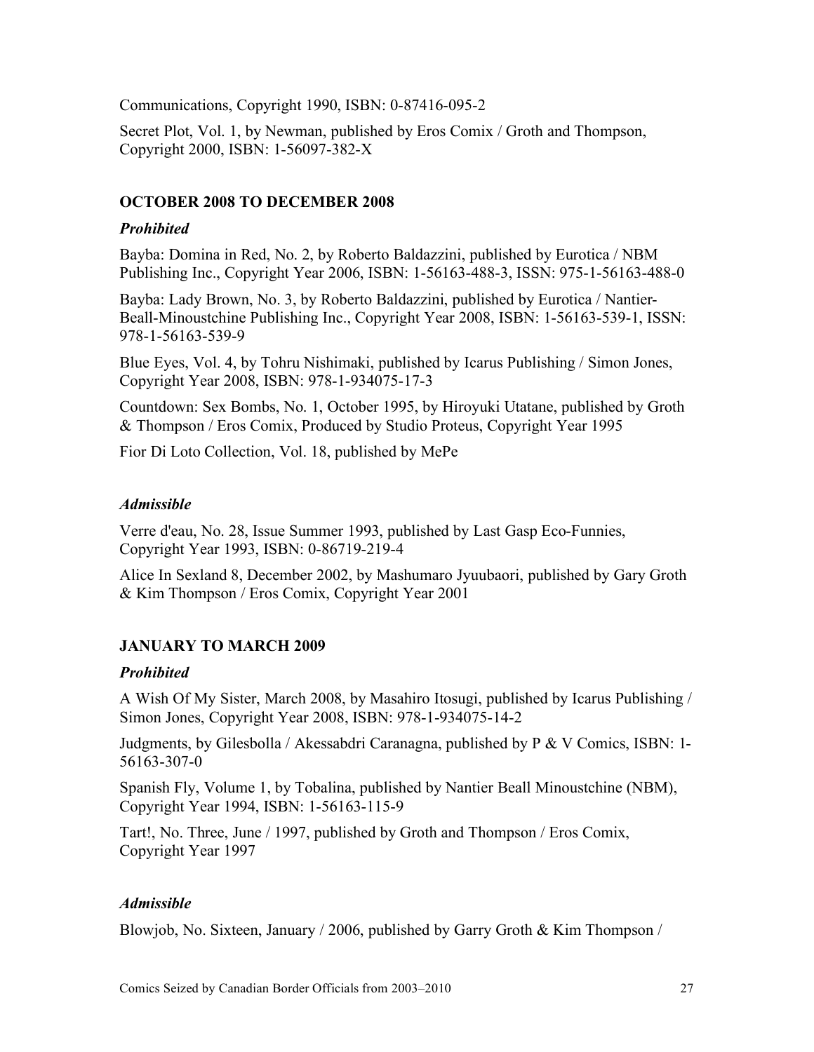Communications, Copyright 1990, ISBN: 0-87416-095-2

Secret Plot, Vol. 1, by Newman, published by Eros Comix / Groth and Thompson, Copyright 2000, ISBN: 1-56097-382-X

### OCTOBER 2008 TO DECEMBER 2008

#### *Prohibited*

Bayba: Domina in Red, No. 2, by Roberto Baldazzini, published by Eurotica / NBM Publishing Inc., Copyright Year 2006, ISBN: 1-56163-488-3, ISSN: 975-1-56163-488-0

Bayba: Lady Brown, No. 3, by Roberto Baldazzini, published by Eurotica / Nantier-Beall-Minoustchine Publishing Inc., Copyright Year 2008, ISBN: 1-56163-539-1, ISSN: 978-1-56163-539-9

Blue Eyes, Vol. 4, by Tohru Nishimaki, published by Icarus Publishing / Simon Jones, Copyright Year 2008, ISBN: 978-1-934075-17-3

Countdown: Sex Bombs, No. 1, October 1995, by Hiroyuki Utatane, published by Groth & Thompson / Eros Comix, Produced by Studio Proteus, Copyright Year 1995

Fior Di Loto Collection, Vol. 18, published by MePe

#### *Admissible*

Verre d'eau, No. 28, Issue Summer 1993, published by Last Gasp Eco-Funnies, Copyright Year 1993, ISBN: 0-86719-219-4

Alice In Sexland 8, December 2002, by Mashumaro Jyuubaori, published by Gary Groth & Kim Thompson / Eros Comix, Copyright Year 2001

### JANUARY TO MARCH 2009

#### *Prohibited*

A Wish Of My Sister, March 2008, by Masahiro Itosugi, published by Icarus Publishing / Simon Jones, Copyright Year 2008, ISBN: 978-1-934075-14-2

Judgments, by Gilesbolla / Akessabdri Caranagna, published by P & V Comics, ISBN: 1-56163-307-0

Spanish Fly, Volume 1, by Tobalina, published by Nantier Beall Minoustchine (NBM), Copyright Year 1994, ISBN: 1-56163-115-9

Tart!, No. Three, June / 1997, published by Groth and Thompson / Eros Comix, Copyright Year 1997

#### *Admissible*

Blowjob, No. Sixteen, January / 2006, published by Garry Groth & Kim Thompson /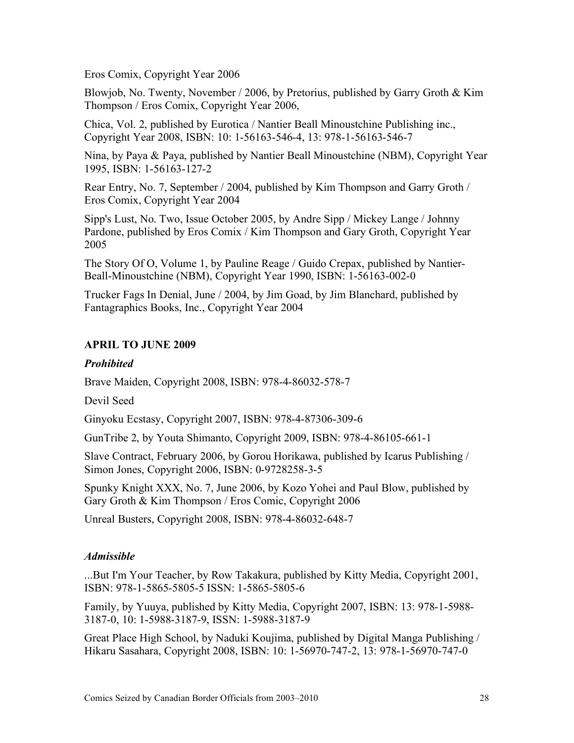Eros Comix, Copyright Year 2006

Blowjob, No. Twenty, November / 2006, by Pretorius, published by Garry Groth & Kim Thompson / Eros Comix, Copyright Year 2006,

Chica, Vol. 2, published by Eurotica / Nantier Beall Minoustchine Publishing inc., Copyright Year 2008, ISBN: 10: 1-56163-546-4, 13: 978-1-56163-546-7

Nina, by Paya & Paya, published by Nantier Beall Minoustchine (NBM), Copyright Year 1995, ISBN: 1-56163-127-2

Rear Entry, No. 7, September / 2004, published by Kim Thompson and Garry Groth / Eros Comix, Copyright Year 2004

Sipp's Lust, No. Two, Issue October 2005, by Andre Sipp / Mickey Lange / Johnny Pardone, published by Eros Comix / Kim Thompson and Gary Groth, Copyright Year 2005

The Story Of O, Volume 1, by Pauline Reage / Guido Crepax, published by Nantier-Beall-Minoustchine (NBM), Copyright Year 1990, ISBN: 1-56163-002-0

Trucker Fags In Denial, June / 2004, by Jim Goad, by Jim Blanchard, published by Fantagraphics Books, Inc., Copyright Year 2004

## APRIL TO JUNE 2009

### *Prohibited*

Brave Maiden, Copyright 2008, ISBN: 978-4-86032-578-7

Devil Seed

Ginyoku Ecstasy, Copyright 2007, ISBN: 978-4-87306-309-6

GunTribe 2, by Youta Shimanto, Copyright 2009, ISBN: 978-4-86105-661-1

Slave Contract, February 2006, by Gorou Horikawa, published by Icarus Publishing / Simon Jones, Copyright 2006, ISBN: 0-9728258-3-5

Spunky Knight XXX, No. 7, June 2006, by Kozo Yohei and Paul Blow, published by Gary Groth & Kim Thompson / Eros Comic, Copyright 2006

Unreal Busters, Copyright 2008, ISBN: 978-4-86032-648-7

### *Admissible*

...But I'm Your Teacher, by Row Takakura, published by Kitty Media, Copyright 2001, ISBN: 978-1-5865-5805-5 ISSN: 1-5865-5805-6

Family, by Yuuya, published by Kitty Media, Copyright 2007, ISBN: 13: 978-1-5988-3187-0, 10: 1-5988-3187-9, ISSN: 1-5988-3187-9

Great Place High School, by Naduki Koujima, published by Digital Manga Publishing / Hikaru Sasahara, Copyright 2008, ISBN: 10: 1-56970-747-2, 13: 978-1-56970-747-0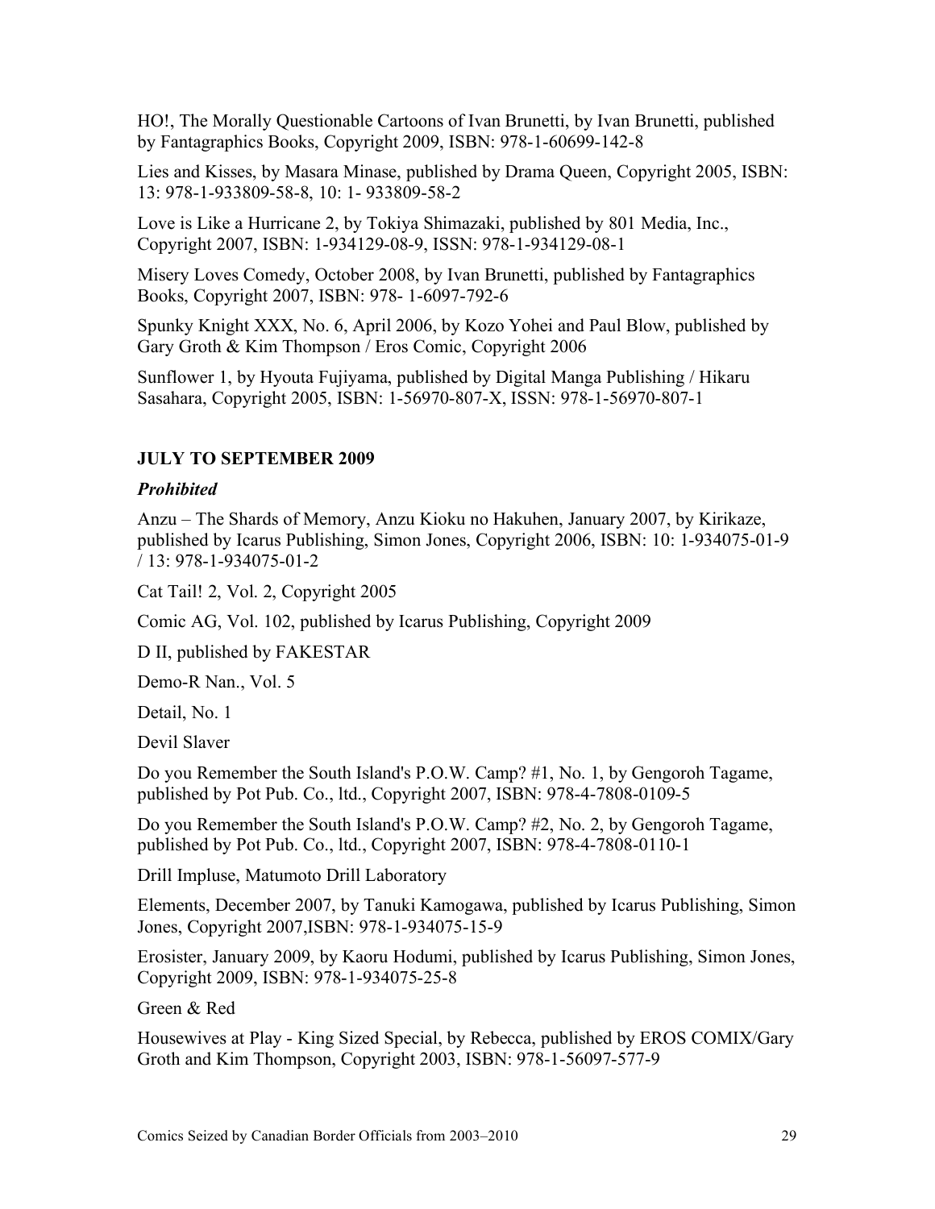HO!, The Morally Questionable Cartoons of Ivan Brunetti, by Ivan Brunetti, published by Fantagraphics Books, Copyright 2009, ISBN: 978-1-60699-142-8

Lies and Kisses, by Masara Minase, published by Drama Queen, Copyright 2005, ISBN: 13: 978-1-933809-58-8, 10: 1- 933809-58-2

Love is Like a Hurricane 2, by Tokiya Shimazaki, published by 801 Media, Inc., Copyright 2007, ISBN: 1-934129-08-9, ISSN: 978-1-934129-08-1

Misery Loves Comedy, October 2008, by Ivan Brunetti, published by Fantagraphics Books, Copyright 2007, ISBN: 978- 1-6097-792-6

Spunky Knight XXX, No. 6, April 2006, by Kozo Yohei and Paul Blow, published by Gary Groth & Kim Thompson / Eros Comic, Copyright 2006

Sunflower 1, by Hyouta Fujiyama, published by Digital Manga Publishing / Hikaru Sasahara, Copyright 2005, ISBN: 1-56970-807-X, ISSN: 978-1-56970-807-1

### JULY TO SEPTEMBER 2009

***Prohibited***

Anzu – The Shards of Memory, Anzu Kioku no Hakuhen, January 2007, by Kirikaze, published by Icarus Publishing, Simon Jones, Copyright 2006, ISBN: 10: 1-934075-01-9 / 13: 978-1-934075-01-2

Cat Tail! 2, Vol. 2, Copyright 2005

Comic AG, Vol. 102, published by Icarus Publishing, Copyright 2009

D II, published by FAKESTAR

Demo-R Nan., Vol. 5

Detail, No. 1

Devil Slaver

Do you Remember the South Island's P.O.W. Camp? #1, No. 1, by Gengoroh Tagame, published by Pot Pub. Co., ltd., Copyright 2007, ISBN: 978-4-7808-0109-5

Do you Remember the South Island's P.O.W. Camp? #2, No. 2, by Gengoroh Tagame, published by Pot Pub. Co., ltd., Copyright 2007, ISBN: 978-4-7808-0110-1

Drill Impluse, Matumoto Drill Laboratory

Elements, December 2007, by Tanuki Kamogawa, published by Icarus Publishing, Simon Jones, Copyright 2007,ISBN: 978-1-934075-15-9

Erosister, January 2009, by Kaoru Hodumi, published by Icarus Publishing, Simon Jones, Copyright 2009, ISBN: 978-1-934075-25-8

Green & Red

Housewives at Play - King Sized Special, by Rebecca, published by EROS COMIX/Gary Groth and Kim Thompson, Copyright 2003, ISBN: 978-1-56097-577-9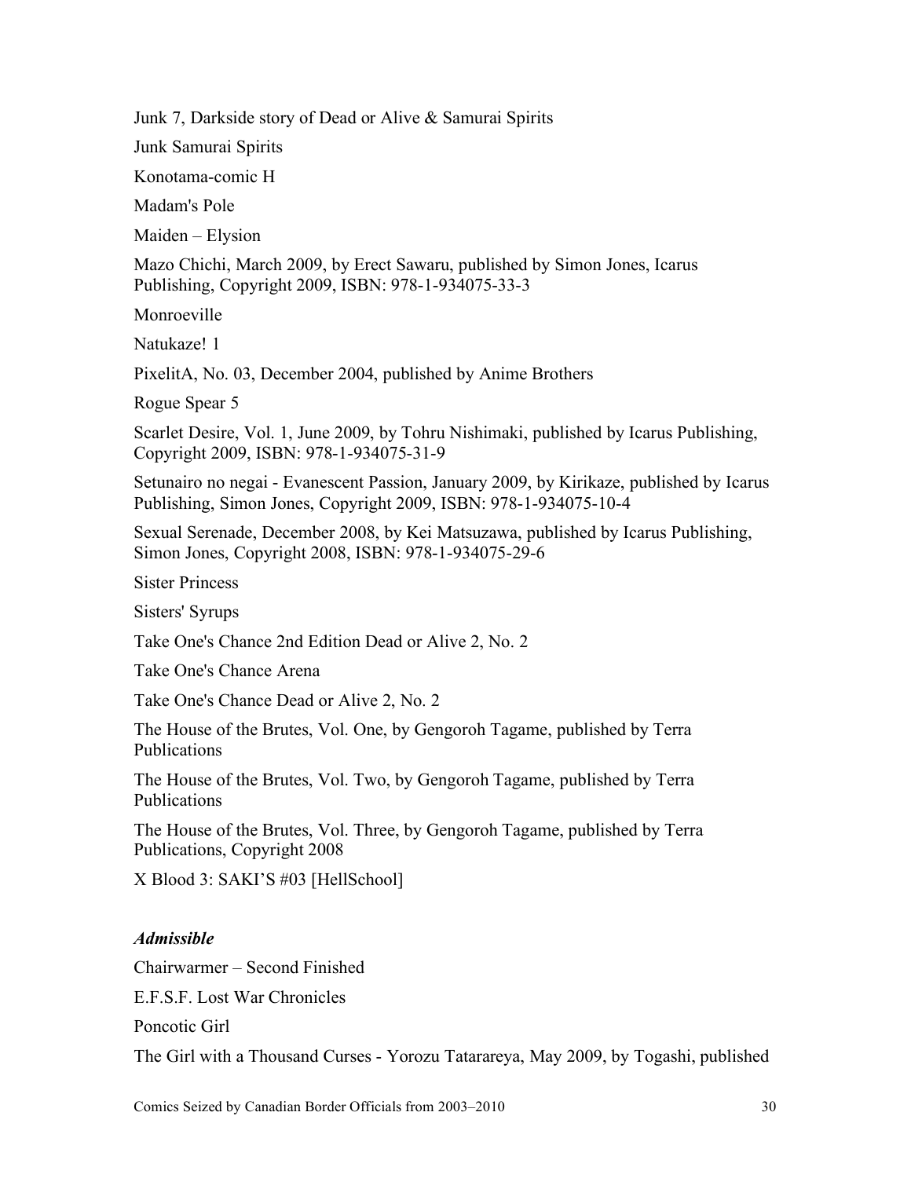Junk 7, Darkside story of Dead or Alive & Samurai Spirits

Junk Samurai Spirits

Konotama-comic H

Madam's Pole

Maiden – Elysion

Mazo Chichi, March 2009, by Erect Sawaru, published by Simon Jones, Icarus Publishing, Copyright 2009, ISBN: 978-1-934075-33-3

Monroeville

Natukaze! 1

PixelitA, No. 03, December 2004, published by Anime Brothers

Rogue Spear 5

Scarlet Desire, Vol. 1, June 2009, by Tohru Nishimaki, published by Icarus Publishing, Copyright 2009, ISBN: 978-1-934075-31-9

Setunairo no negai - Evanescent Passion, January 2009, by Kirikaze, published by Icarus Publishing, Simon Jones, Copyright 2009, ISBN: 978-1-934075-10-4

Sexual Serenade, December 2008, by Kei Matsuzawa, published by Icarus Publishing, Simon Jones, Copyright 2008, ISBN: 978-1-934075-29-6

Sister Princess

Sisters' Syrups

Take One's Chance 2nd Edition Dead or Alive 2, No. 2

Take One's Chance Arena

Take One's Chance Dead or Alive 2, No. 2

The House of the Brutes, Vol. One, by Gengoroh Tagame, published by Terra Publications

The House of the Brutes, Vol. Two, by Gengoroh Tagame, published by Terra Publications

The House of the Brutes, Vol. Three, by Gengoroh Tagame, published by Terra Publications, Copyright 2008

X Blood 3: SAKI'S #03 [HellSchool]

***Admissible***

Chairwarmer – Second Finished

E.F.S.F. Lost War Chronicles

Poncotic Girl

The Girl with a Thousand Curses - Yorozu Tatarareya, May 2009, by Togashi, published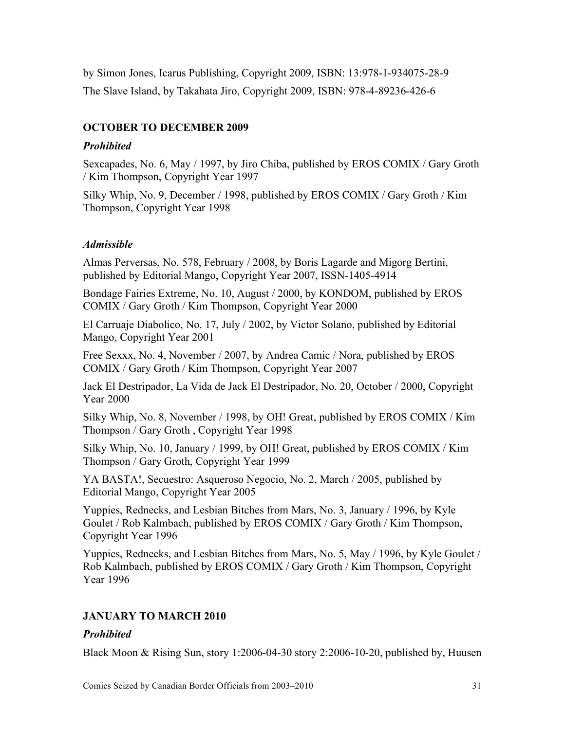by Simon Jones, Icarus Publishing, Copyright 2009, ISBN: 13:978-1-934075-28-9

The Slave Island, by Takahata Jiro, Copyright 2009, ISBN: 978-4-89236-426-6

### OCTOBER TO DECEMBER 2009

#### *Prohibited*

Sexcapades, No. 6, May / 1997, by Jiro Chiba, published by EROS COMIX / Gary Groth / Kim Thompson, Copyright Year 1997

Silky Whip, No. 9, December / 1998, published by EROS COMIX / Gary Groth / Kim Thompson, Copyright Year 1998

#### *Admissible*

Almas Perversas, No. 578, February / 2008, by Boris Lagarde and Migorg Bertini, published by Editorial Mango, Copyright Year 2007, ISSN-1405-4914

Bondage Fairies Extreme, No. 10, August / 2000, by KONDOM, published by EROS COMIX / Gary Groth / Kim Thompson, Copyright Year 2000

El Carruaje Diabolico, No. 17, July / 2002, by Victor Solano, published by Editorial Mango, Copyright Year 2001

Free Sexxx, No. 4, November / 2007, by Andrea Camic / Nora, published by EROS COMIX / Gary Groth / Kim Thompson, Copyright Year 2007

Jack El Destripador, La Vida de Jack El Destripador, No. 20, October / 2000, Copyright Year 2000

Silky Whip, No. 8, November / 1998, by OH! Great, published by EROS COMIX / Kim Thompson / Gary Groth , Copyright Year 1998

Silky Whip, No. 10, January / 1999, by OH! Great, published by EROS COMIX / Kim Thompson / Gary Groth, Copyright Year 1999

YA BASTA!, Secuestro: Asqueroso Negocio, No. 2, March / 2005, published by Editorial Mango, Copyright Year 2005

Yuppies, Rednecks, and Lesbian Bitches from Mars, No. 3, January / 1996, by Kyle Goulet / Rob Kalmbach, published by EROS COMIX / Gary Groth / Kim Thompson, Copyright Year 1996

Yuppies, Rednecks, and Lesbian Bitches from Mars, No. 5, May / 1996, by Kyle Goulet / Rob Kalmbach, published by EROS COMIX / Gary Groth / Kim Thompson, Copyright Year 1996

### JANUARY TO MARCH 2010

#### *Prohibited*

Black Moon & Rising Sun, story 1:2006-04-30 story 2:2006-10-20, published by, Huusen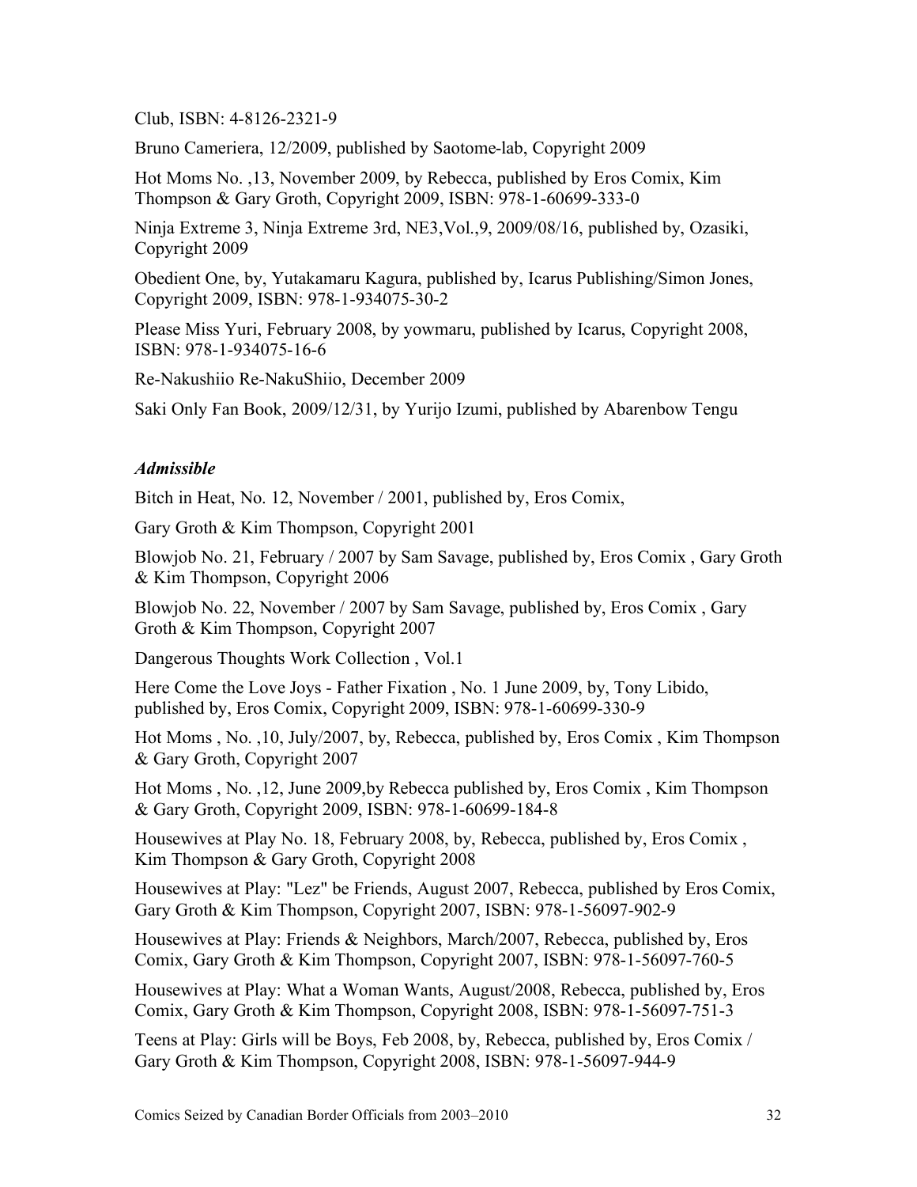Club, ISBN: 4-8126-2321-9

Bruno Cameriera, 12/2009, published by Saotome-lab, Copyright 2009

Hot Moms No. ,13, November 2009, by Rebecca, published by Eros Comix, Kim Thompson & Gary Groth, Copyright 2009, ISBN: 978-1-60699-333-0

Ninja Extreme 3, Ninja Extreme 3rd, NE3,Vol.,9, 2009/08/16, published by, Ozasiki, Copyright 2009

Obedient One, by, Yutakamaru Kagura, published by, Icarus Publishing/Simon Jones, Copyright 2009, ISBN: 978-1-934075-30-2

Please Miss Yuri, February 2008, by yowmaru, published by Icarus, Copyright 2008, ISBN: 978-1-934075-16-6

Re-Nakushiio Re-NakuShiio, December 2009

Saki Only Fan Book, 2009/12/31, by Yurijo Izumi, published by Abarenbow Tengu

### *Admissible*

Bitch in Heat, No. 12, November / 2001, published by, Eros Comix,

Gary Groth & Kim Thompson, Copyright 2001

Blowjob No. 21, February / 2007 by Sam Savage, published by, Eros Comix , Gary Groth & Kim Thompson, Copyright 2006

Blowjob No. 22, November / 2007 by Sam Savage, published by, Eros Comix , Gary Groth & Kim Thompson, Copyright 2007

Dangerous Thoughts Work Collection , Vol.1

Here Come the Love Joys - Father Fixation , No. 1 June 2009, by, Tony Libido, published by, Eros Comix, Copyright 2009, ISBN: 978-1-60699-330-9

Hot Moms , No. ,10, July/2007, by, Rebecca, published by, Eros Comix , Kim Thompson & Gary Groth, Copyright 2007

Hot Moms , No. ,12, June 2009,by Rebecca published by, Eros Comix , Kim Thompson & Gary Groth, Copyright 2009, ISBN: 978-1-60699-184-8

Housewives at Play No. 18, February 2008, by, Rebecca, published by, Eros Comix , Kim Thompson & Gary Groth, Copyright 2008

Housewives at Play: "Lez" be Friends, August 2007, Rebecca, published by Eros Comix, Gary Groth & Kim Thompson, Copyright 2007, ISBN: 978-1-56097-902-9

Housewives at Play: Friends & Neighbors, March/2007, Rebecca, published by, Eros Comix, Gary Groth & Kim Thompson, Copyright 2007, ISBN: 978-1-56097-760-5

Housewives at Play: What a Woman Wants, August/2008, Rebecca, published by, Eros Comix, Gary Groth & Kim Thompson, Copyright 2008, ISBN: 978-1-56097-751-3

Teens at Play: Girls will be Boys, Feb 2008, by, Rebecca, published by, Eros Comix / Gary Groth & Kim Thompson, Copyright 2008, ISBN: 978-1-56097-944-9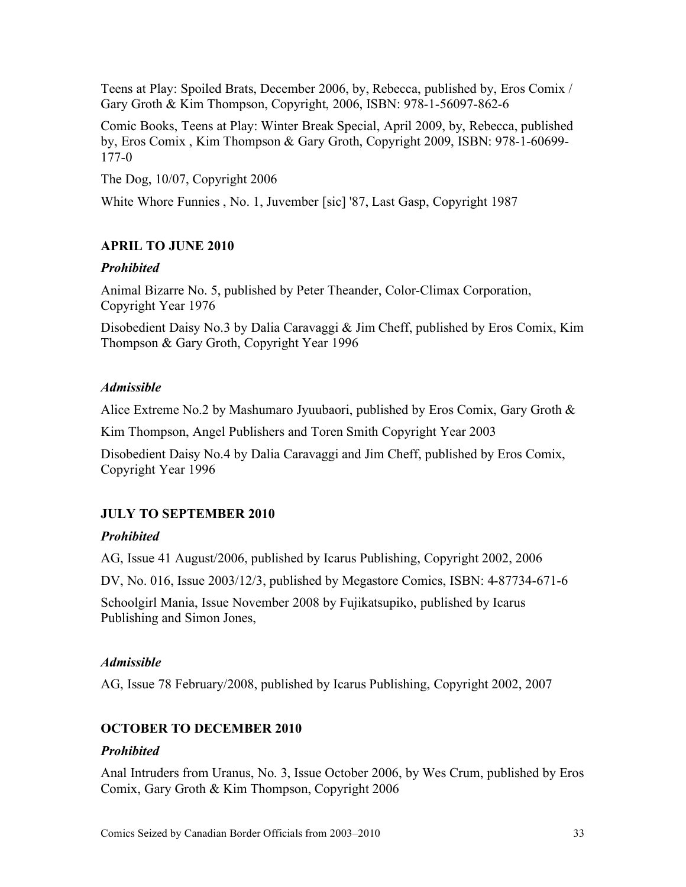Teens at Play: Spoiled Brats, December 2006, by, Rebecca, published by, Eros Comix / Gary Groth & Kim Thompson, Copyright, 2006, ISBN: 978-1-56097-862-6

Comic Books, Teens at Play: Winter Break Special, April 2009, by, Rebecca, published by, Eros Comix , Kim Thompson & Gary Groth, Copyright 2009, ISBN: 978-1-60699-177-0

The Dog, 10/07, Copyright 2006

White Whore Funnies , No. 1, Juvember [sic] '87, Last Gasp, Copyright 1987

## APRIL TO JUNE 2010

### *Prohibited*

Animal Bizarre No. 5, published by Peter Theander, Color-Climax Corporation, Copyright Year 1976

Disobedient Daisy No.3 by Dalia Caravaggi & Jim Cheff, published by Eros Comix, Kim Thompson & Gary Groth, Copyright Year 1996

### *Admissible*

Alice Extreme No.2 by Mashumaro Jyuubaori, published by Eros Comix, Gary Groth & Kim Thompson, Angel Publishers and Toren Smith Copyright Year 2003

Disobedient Daisy No.4 by Dalia Caravaggi and Jim Cheff, published by Eros Comix, Copyright Year 1996

## JULY TO SEPTEMBER 2010

### *Prohibited*

AG, Issue 41 August/2006, published by Icarus Publishing, Copyright 2002, 2006

DV, No. 016, Issue 2003/12/3, published by Megastore Comics, ISBN: 4-87734-671-6

Schoolgirl Mania, Issue November 2008 by Fujikatsupiko, published by Icarus Publishing and Simon Jones,

### *Admissible*

AG, Issue 78 February/2008, published by Icarus Publishing, Copyright 2002, 2007

## OCTOBER TO DECEMBER 2010

### *Prohibited*

Anal Intruders from Uranus, No. 3, Issue October 2006, by Wes Crum, published by Eros Comix, Gary Groth & Kim Thompson, Copyright 2006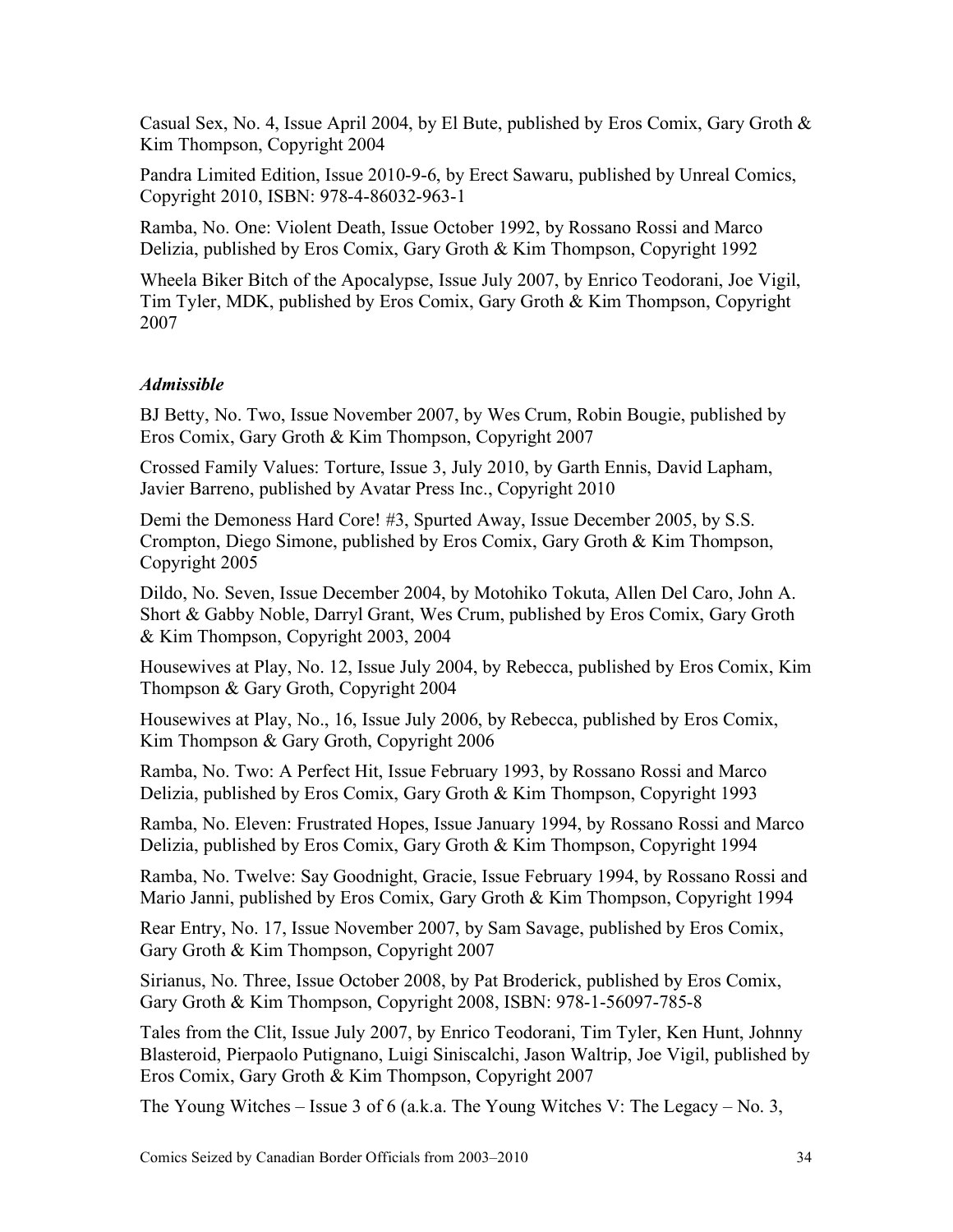Casual Sex, No. 4, Issue April 2004, by El Bute, published by Eros Comix, Gary Groth & Kim Thompson, Copyright 2004

Pandra Limited Edition, Issue 2010-9-6, by Erect Sawaru, published by Unreal Comics, Copyright 2010, ISBN: 978-4-86032-963-1

Ramba, No. One: Violent Death, Issue October 1992, by Rossano Rossi and Marco Delizia, published by Eros Comix, Gary Groth & Kim Thompson, Copyright 1992

Wheela Biker Bitch of the Apocalypse, Issue July 2007, by Enrico Teodorani, Joe Vigil, Tim Tyler, MDK, published by Eros Comix, Gary Groth & Kim Thompson, Copyright 2007

***Admissible***

BJ Betty, No. Two, Issue November 2007, by Wes Crum, Robin Bougie, published by Eros Comix, Gary Groth & Kim Thompson, Copyright 2007

Crossed Family Values: Torture, Issue 3, July 2010, by Garth Ennis, David Lapham, Javier Barreno, published by Avatar Press Inc., Copyright 2010

Demi the Demoness Hard Core! #3, Spurted Away, Issue December 2005, by S.S. Crompton, Diego Simone, published by Eros Comix, Gary Groth & Kim Thompson, Copyright 2005

Dildo, No. Seven, Issue December 2004, by Motohiko Tokuta, Allen Del Caro, John A. Short & Gabby Noble, Darryl Grant, Wes Crum, published by Eros Comix, Gary Groth & Kim Thompson, Copyright 2003, 2004

Housewives at Play, No. 12, Issue July 2004, by Rebecca, published by Eros Comix, Kim Thompson & Gary Groth, Copyright 2004

Housewives at Play, No., 16, Issue July 2006, by Rebecca, published by Eros Comix, Kim Thompson & Gary Groth, Copyright 2006

Ramba, No. Two: A Perfect Hit, Issue February 1993, by Rossano Rossi and Marco Delizia, published by Eros Comix, Gary Groth & Kim Thompson, Copyright 1993

Ramba, No. Eleven: Frustrated Hopes, Issue January 1994, by Rossano Rossi and Marco Delizia, published by Eros Comix, Gary Groth & Kim Thompson, Copyright 1994

Ramba, No. Twelve: Say Goodnight, Gracie, Issue February 1994, by Rossano Rossi and Mario Janni, published by Eros Comix, Gary Groth & Kim Thompson, Copyright 1994

Rear Entry, No. 17, Issue November 2007, by Sam Savage, published by Eros Comix, Gary Groth & Kim Thompson, Copyright 2007

Sirianus, No. Three, Issue October 2008, by Pat Broderick, published by Eros Comix, Gary Groth & Kim Thompson, Copyright 2008, ISBN: 978-1-56097-785-8

Tales from the Clit, Issue July 2007, by Enrico Teodorani, Tim Tyler, Ken Hunt, Johnny Blasteroid, Pierpaolo Putignano, Luigi Siniscalchi, Jason Waltrip, Joe Vigil, published by Eros Comix, Gary Groth & Kim Thompson, Copyright 2007

The Young Witches – Issue 3 of 6 (a.k.a. The Young Witches V: The Legacy – No. 3,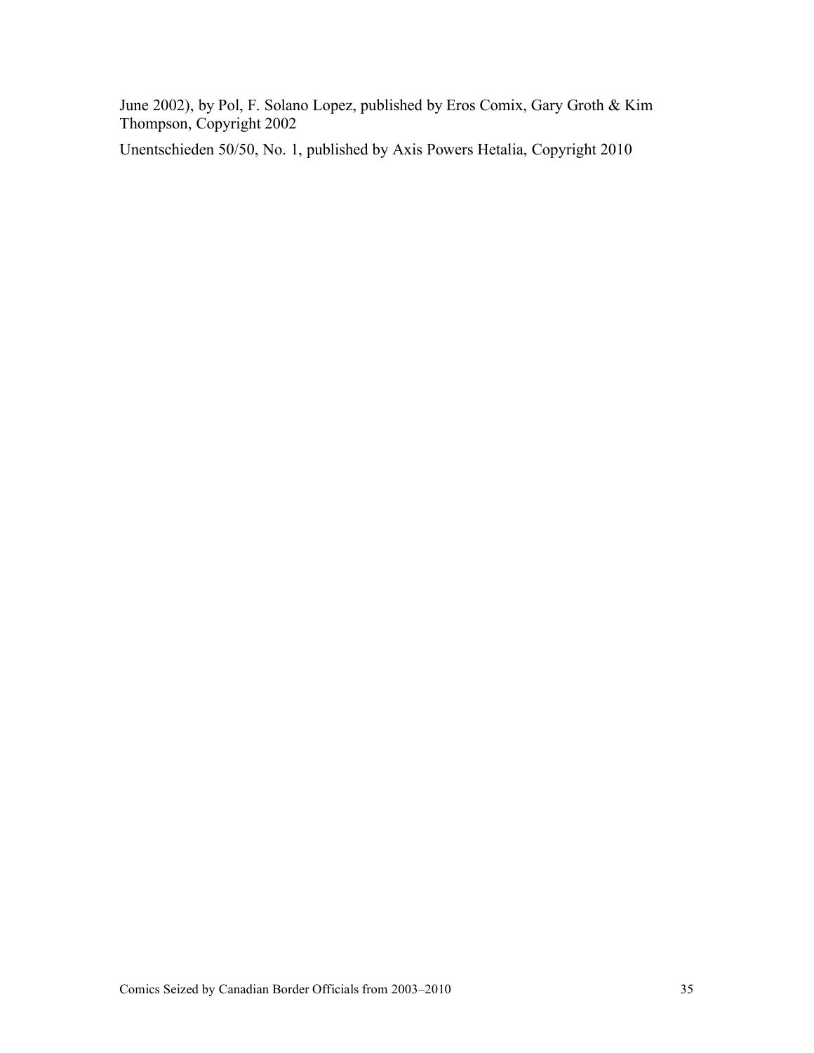June 2002), by Pol, F. Solano Lopez, published by Eros Comix, Gary Groth & Kim Thompson, Copyright 2002

Unentschieden 50/50, No. 1, published by Axis Powers Hetalia, Copyright 2010